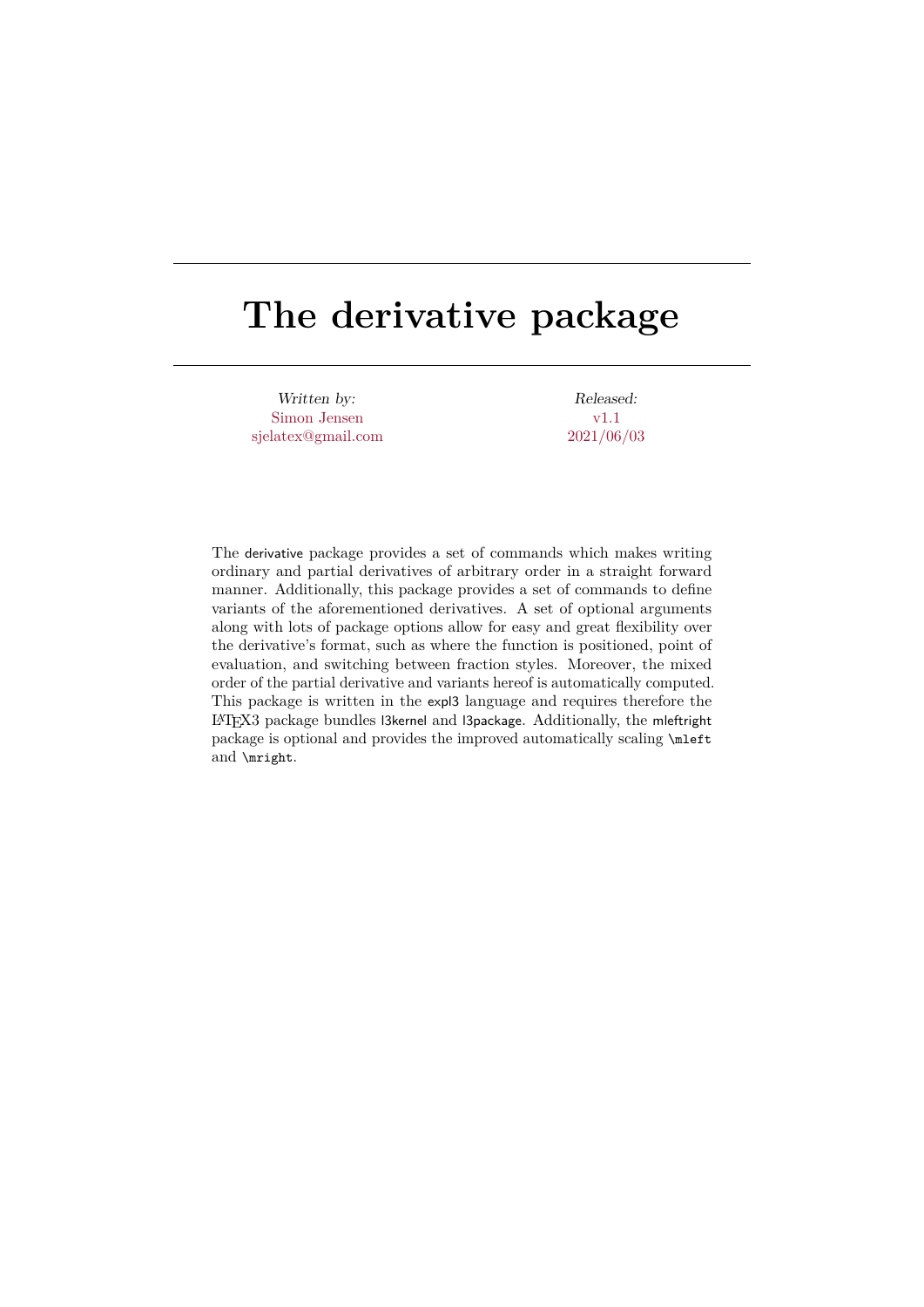# The derivative package

*Written by:*
Simon Jensen
sjelatex@gmail.com

*Released:*
v1.1
2021/06/03

The derivative package provides a set of commands which makes writing ordinary and partial derivatives of arbitrary order in a straight forward manner. Additionally, this package provides a set of commands to define variants of the aforementioned derivatives. A set of optional arguments along with lots of package options allow for easy and great flexibility over the derivative's format, such as where the function is positioned, point of evaluation, and switching between fraction styles. Moreover, the mixed order of the partial derivative and variants hereof is automatically computed. This package is written in the expl3 language and requires therefore the LaTeX3 package bundles l3kernel and l3package. Additionally, the mleftright package is optional and provides the improved automatically scaling `\mleft` and `\mright`.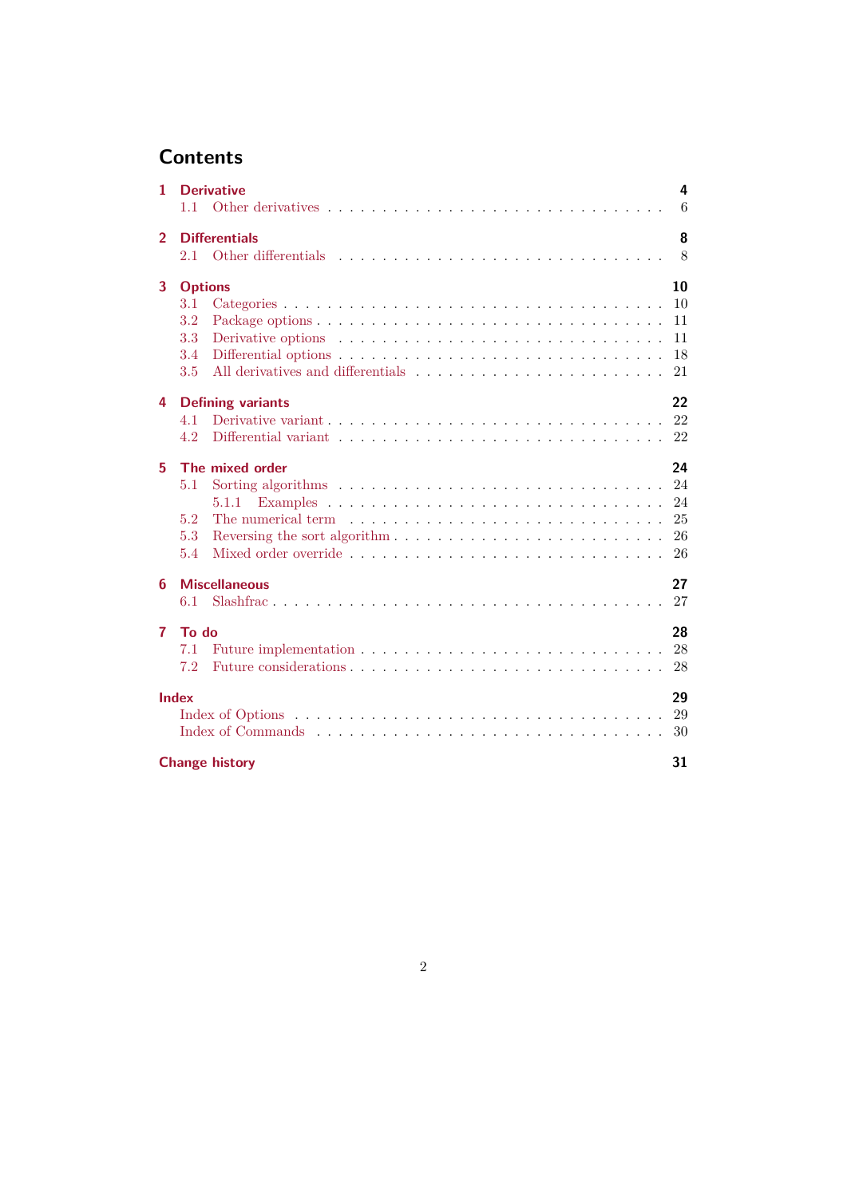# Contents

| | | |
|---|---|---|
| **1** | **Derivative** | **4** |
| 1.1 | Other derivatives | 6 |
| **2** | **Differentials** | **8** |
| 2.1 | Other differentials | 8 |
| **3** | **Options** | **10** |
| 3.1 | Categories | 10 |
| 3.2 | Package options | 11 |
| 3.3 | Derivative options | 11 |
| 3.4 | Differential options | 18 |
| 3.5 | All derivatives and differentials | 21 |
| **4** | **Defining variants** | **22** |
| 4.1 | Derivative variant | 22 |
| 4.2 | Differential variant | 22 |
| **5** | **The mixed order** | **24** |
| 5.1 | Sorting algorithms | 24 |
| 5.1.1 | Examples | 24 |
| 5.2 | The numerical term | 25 |
| 5.3 | Reversing the sort algorithm | 26 |
| 5.4 | Mixed order override | 26 |
| **6** | **Miscellaneous** | **27** |
| 6.1 | Slashfrac | 27 |
| **7** | **To do** | **28** |
| 7.1 | Future implementation | 28 |
| 7.2 | Future considerations | 28 |
| | **Index** | **29** |
| | Index of Options | 29 |
| | Index of Commands | 30 |
| | **Change history** | **31** |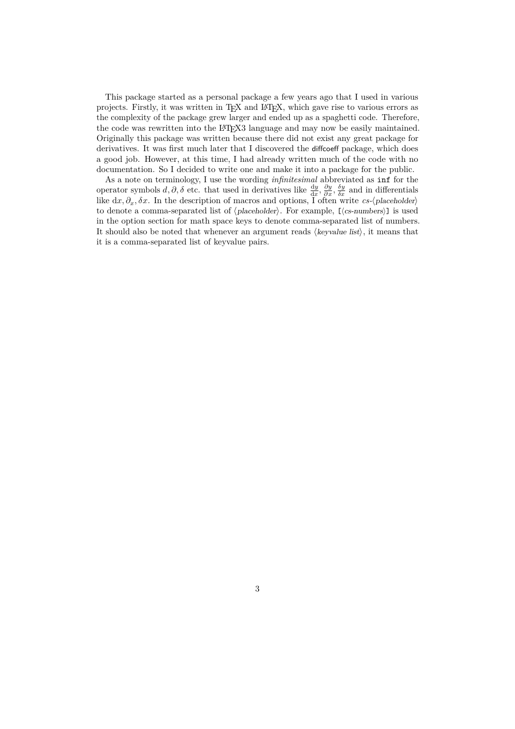This package started as a personal package a few years ago that I used in various projects. Firstly, it was written in TeX and LaTeX, which gave rise to various errors as the complexity of the package grew larger and ended up as a spaghetti code. Therefore, the code was rewritten into the LaTeX3 language and may now be easily maintained. Originally this package was written because there did not exist any great package for derivatives. It was first much later that I discovered the diffcoeff package, which does a good job. However, at this time, I had already written much of the code with no documentation. So I decided to write one and make it into a package for the public.

As a note on terminology, I use the wording *infinitesimal* abbreviated as `inf` for the operator symbols $d, \partial, \delta$ etc. that used in derivatives like $\frac{\mathrm{d}y}{\mathrm{d}x}$, $\frac{\partial y}{\partial x}$, $\frac{\delta y}{\delta x}$ and in differentials like $\mathrm{d}x, \partial_x, \delta x$. In the description of macros and options, I often write *cs*-⟨*placeholder*⟩ to denote a comma-separated list of ⟨*placeholder*⟩. For example, `[`⟨*cs-numbers*⟩`]` is used in the option section for math space keys to denote comma-separated list of numbers. It should also be noted that whenever an argument reads ⟨*keyvalue list*⟩, it means that it is a comma-separated list of keyvalue pairs.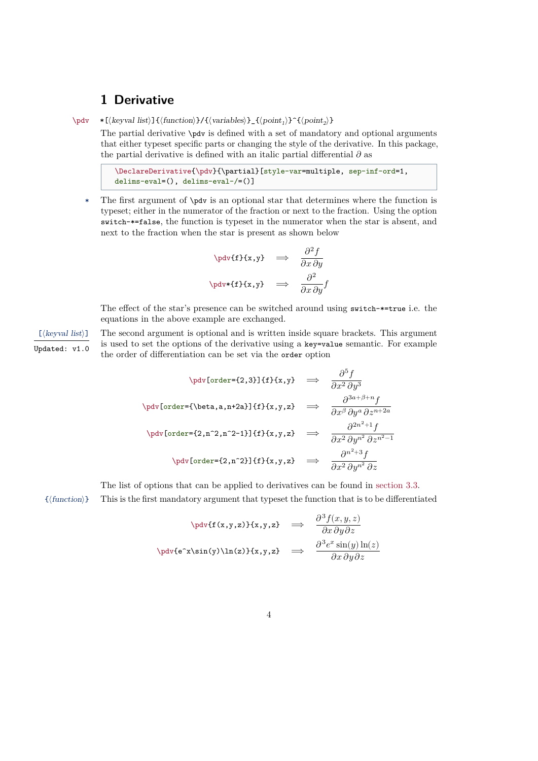# 1 Derivative

`\pdv` `*[⟨keyval list⟩]{⟨function⟩}/{⟨variables⟩}_{⟨point_1⟩}^{⟨point_2⟩}`

The partial derivative `\pdv` is defined with a set of mandatory and optional arguments that either typeset specific parts or changing the style of the derivative. In this package, the partial derivative is defined with an italic partial differential $\partial$ as

```
\DeclareDerivative{\pdv}{\partial}[style-var=multiple, sep-inf-ord=1,
delims-eval=(), delims-eval-/=()]
```

`*` The first argument of `\pdv` is an optional star that determines where the function is typeset; either in the numerator of the fraction or next to the fraction. Using the option `switch-*=false`, the function is typeset in the numerator when the star is absent, and next to the fraction when the star is present as shown below

`\pdv{f}{x,y}` $\implies \dfrac{\partial^2 f}{\partial x\,\partial y}$

`\pdv*{f}{x,y}` $\implies \dfrac{\partial^2}{\partial x\,\partial y}f$

The effect of the star's presence can be switched around using `switch-*=true` i.e. the equations in the above example are exchanged.

`[⟨keyval list⟩]` (Updated: v1.0) The second argument is optional and is written inside square brackets. This argument is used to set the options of the derivative using a `key=value` semantic. For example the order of differentiation can be set via the `order` option

`\pdv[order={2,3}]{f}{x,y}` $\implies \dfrac{\partial^5 f}{\partial x^2\,\partial y^3}$

`\pdv[order={\beta,a,n+2a}]{f}{x,y,z}` $\implies \dfrac{\partial^{3a+\beta+n} f}{\partial x^{\beta}\,\partial y^{a}\,\partial z^{n+2a}}$

`\pdv[order={2,n^2,n^2-1}]{f}{x,y,z}` $\implies \dfrac{\partial^{2n^2+1} f}{\partial x^2\,\partial y^{n^2}\,\partial z^{n^2-1}}$

`\pdv[order={2,n^2}]{f}{x,y,z}` $\implies \dfrac{\partial^{n^2+3} f}{\partial x^2\,\partial y^{n^2}\,\partial z}$

The list of options that can be applied to derivatives can be found in section 3.3.

`{⟨function⟩}` This is the first mandatory argument that typeset the function that is to be differentiated

`\pdv{f(x,y,z)}{x,y,z}` $\implies \dfrac{\partial^3 f(x,y,z)}{\partial x\,\partial y\,\partial z}$

`\pdv{e^x\sin(y)\ln(z)}{x,y,z}` $\implies \dfrac{\partial^3 e^x \sin(y)\ln(z)}{\partial x\,\partial y\,\partial z}$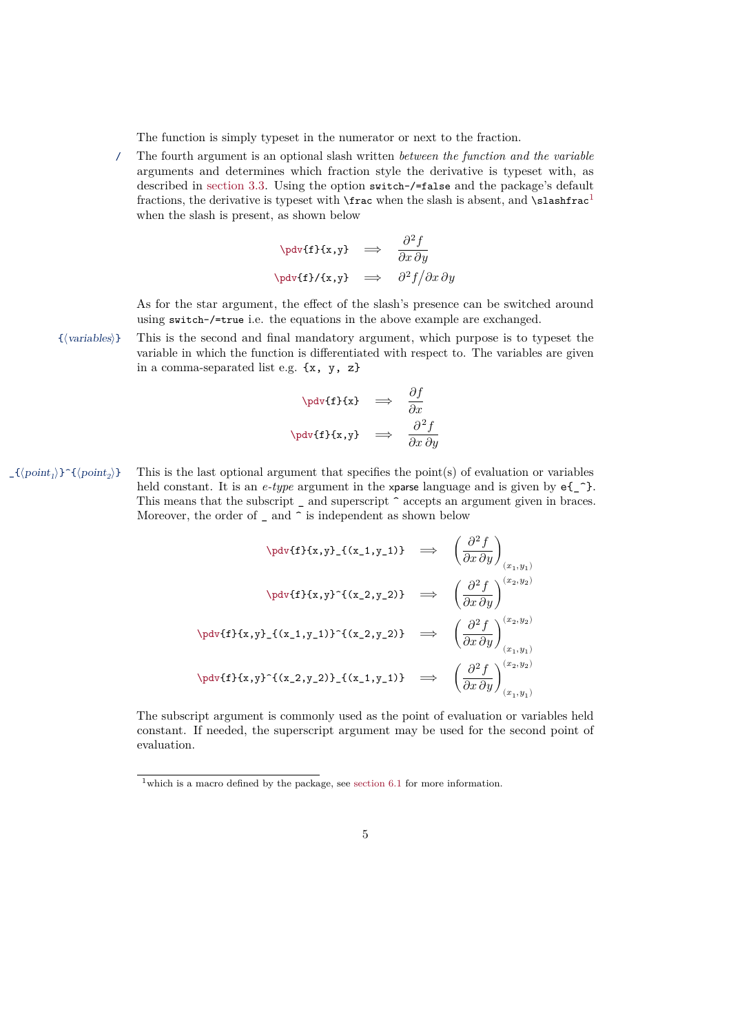The function is simply typeset in the numerator or next to the fraction.

`/` The fourth argument is an optional slash written *between the function and the variable* arguments and determines which fraction style the derivative is typeset with, as described in section 3.3. Using the option `switch-/=false` and the package's default fractions, the derivative is typeset with `\frac` when the slash is absent, and `\slashfrac`[1] when the slash is present, as shown below

| | | |
|---|---|---|
| `\pdv{f}{x,y}` | $\implies$ | $\dfrac{\partial^2 f}{\partial x\,\partial y}$ |
| `\pdv{f}/{x,y}` | $\implies$ | $\partial^2 f\big/\partial x\,\partial y$ |

As for the star argument, the effect of the slash's presence can be switched around using `switch-/=true` i.e. the equations in the above example are exchanged.

`{⟨variables⟩}` This is the second and final mandatory argument, which purpose is to typeset the variable in which the function is differentiated with respect to. The variables are given in a comma-separated list e.g. `{x, y, z}`

| | | |
|---|---|---|
| `\pdv{f}{x}` | $\implies$ | $\dfrac{\partial f}{\partial x}$ |
| `\pdv{f}{x,y}` | $\implies$ | $\dfrac{\partial^2 f}{\partial x\,\partial y}$ |

`_{⟨point_1⟩}^{⟨point_2⟩}` This is the last optional argument that specifies the point(s) of evaluation or variables held constant. It is an *e-type* argument in the `xparse` language and is given by `e{_^}`. This means that the subscript `_` and superscript `^` accepts an argument given in braces. Moreover, the order of `_` and `^` is independent as shown below

| | | |
|---|---|---|
| `\pdv{f}{x,y}_{(x_1,y_1)}` | $\implies$ | $\left(\dfrac{\partial^2 f}{\partial x\,\partial y}\right)_{(x_1,y_1)}$ |
| `\pdv{f}{x,y}^{(x_2,y_2)}` | $\implies$ | $\left(\dfrac{\partial^2 f}{\partial x\,\partial y}\right)^{(x_2,y_2)}$ |
| `\pdv{f}{x,y}_{(x_1,y_1)}^{(x_2,y_2)}` | $\implies$ | $\left(\dfrac{\partial^2 f}{\partial x\,\partial y}\right)_{(x_1,y_1)}^{(x_2,y_2)}$ |
| `\pdv{f}{x,y}^{(x_2,y_2)}_{(x_1,y_1)}` | $\implies$ | $\left(\dfrac{\partial^2 f}{\partial x\,\partial y}\right)_{(x_1,y_1)}^{(x_2,y_2)}$ |

The subscript argument is commonly used as the point of evaluation or variables held constant. If needed, the superscript argument may be used for the second point of evaluation.

[1] which is a macro defined by the package, see section 6.1 for more information.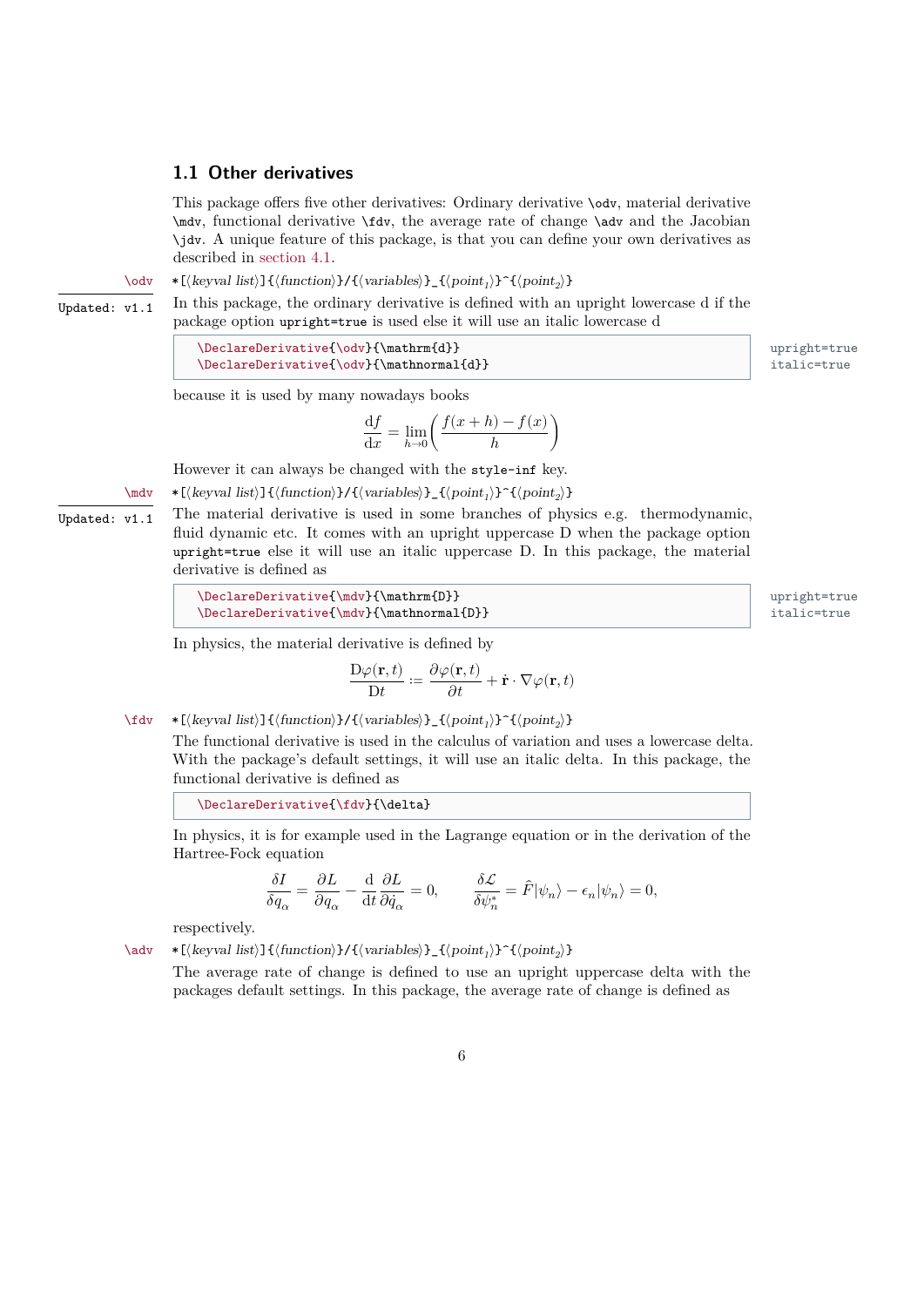## 1.1 Other derivatives

This package offers five other derivatives: Ordinary derivative `\odv`, material derivative `\mdv`, functional derivative `\fdv`, the average rate of change `\adv` and the Jacobian `\jdv`. A unique feature of this package, is that you can define your own derivatives as described in section 4.1.

`\odv` `*[⟨keyval list⟩]{⟨function⟩}/{⟨variables⟩}_{⟨point₁⟩}^{⟨point₂⟩}`

Updated: v1.1

In this package, the ordinary derivative is defined with an upright lowercase d if the package option `upright=true` is used else it will use an italic lowercase d

```
\DeclareDerivative{\odv}{\mathrm{d}}        upright=true
\DeclareDerivative{\odv}{\mathnormal{d}}    italic=true
```

because it is used by many nowadays books

$$\frac{\mathrm{d}f}{\mathrm{d}x} = \lim_{h\to 0}\left(\frac{f(x+h)-f(x)}{h}\right)$$

However it can always be changed with the `style-inf` key.

`\mdv` `*[⟨keyval list⟩]{⟨function⟩}/{⟨variables⟩}_{⟨point₁⟩}^{⟨point₂⟩}`

Updated: v1.1

The material derivative is used in some branches of physics e.g. thermodynamic, fluid dynamic etc. It comes with an upright uppercase D when the package option `upright=true` else it will use an italic uppercase D. In this package, the material derivative is defined as

```
\DeclareDerivative{\mdv}{\mathrm{D}}        upright=true
\DeclareDerivative{\mdv}{\mathnormal{D}}    italic=true
```

In physics, the material derivative is defined by

$$\frac{\mathrm{D}\varphi(\mathbf{r},t)}{\mathrm{D}t} := \frac{\partial\varphi(\mathbf{r},t)}{\partial t} + \dot{\mathbf{r}}\cdot\nabla\varphi(\mathbf{r},t)$$

`\fdv` `*[⟨keyval list⟩]{⟨function⟩}/{⟨variables⟩}_{⟨point₁⟩}^{⟨point₂⟩}`

The functional derivative is used in the calculus of variation and uses a lowercase delta. With the package's default settings, it will use an italic delta. In this package, the functional derivative is defined as

```
\DeclareDerivative{\fdv}{\delta}
```

In physics, it is for example used in the Lagrange equation or in the derivation of the Hartree-Fock equation

$$\frac{\delta I}{\delta q_\alpha} = \frac{\partial L}{\partial q_\alpha} - \frac{\mathrm{d}}{\mathrm{d}t}\frac{\partial L}{\partial \dot{q}_\alpha} = 0, \qquad \frac{\delta \mathcal{L}}{\delta \psi_n^*} = \hat{F}|\psi_n\rangle - \epsilon_n|\psi_n\rangle = 0,$$

respectively.

`\adv` `*[⟨keyval list⟩]{⟨function⟩}/{⟨variables⟩}_{⟨point₁⟩}^{⟨point₂⟩}`

The average rate of change is defined to use an upright uppercase delta with the packages default settings. In this package, the average rate of change is defined as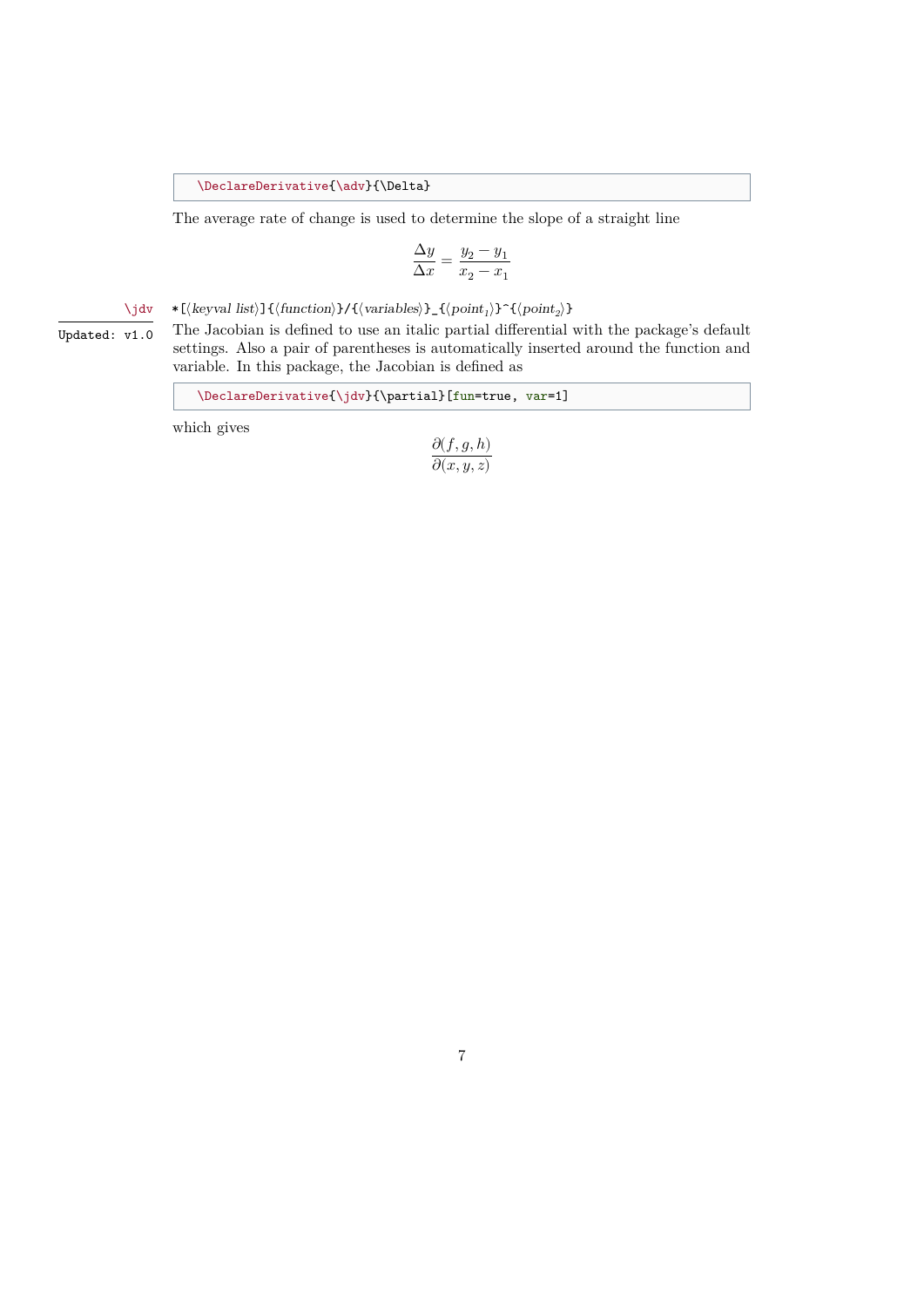```
\DeclareDerivative{\adv}{\Delta}
```

The average rate of change is used to determine the slope of a straight line

$$\frac{\Delta y}{\Delta x} = \frac{y_2 - y_1}{x_2 - x_1}$$

`\jdv` `*[⟨keyval list⟩]{⟨function⟩}/{⟨variables⟩}_{⟨point_1⟩}^{⟨point_2⟩}`

Updated: v1.0

The Jacobian is defined to use an italic partial differential with the package's default settings. Also a pair of parentheses is automatically inserted around the function and variable. In this package, the Jacobian is defined as

```
\DeclareDerivative{\jdv}{\partial}[fun=true, var=1]
```

which gives

$$\frac{\partial(f, g, h)}{\partial(x, y, z)}$$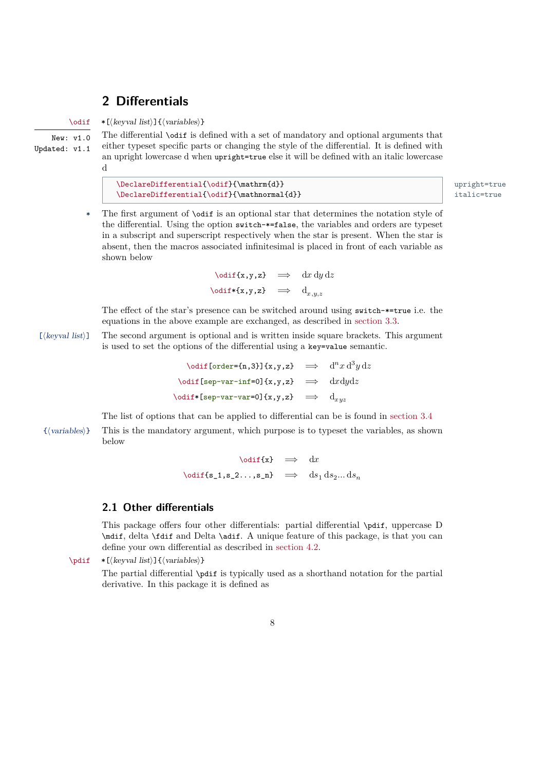## 2 Differentials

`\odif` `*[⟨keyval list⟩]{⟨variables⟩}`

New: v1.0
Updated: v1.1

The differential `\odif` is defined with a set of mandatory and optional arguments that either typeset specific parts or changing the style of the differential. It is defined with an upright lowercase d when `upright=true` else it will be defined with an italic lowercase d

```
\DeclareDifferential{\odif}{\mathrm{d}}      upright=true
\DeclareDifferential{\odif}{\mathnormal{d}}  italic=true
```

`*` The first argument of `\odif` is an optional star that determines the notation style of the differential. Using the option `switch-*=false`, the variables and orders are typeset in a subscript and superscript respectively when the star is present. When the star is absent, then the macros associated infinitesimal is placed in front of each variable as shown below

`\odif{x,y,z}` $\implies$ $\mathrm{d}x\,\mathrm{d}y\,\mathrm{d}z$

`\odif*{x,y,z}` $\implies$ $\mathrm{d}_{x,y,z}$

The effect of the star's presence can be switched around using `switch-*=true` i.e. the equations in the above example are exchanged, as described in section 3.3.

`[⟨keyval list⟩]` The second argument is optional and is written inside square brackets. This argument is used to set the options of the differential using a `key=value` semantic.

`\odif[order={n,3}]{x,y,z}` $\implies$ $\mathrm{d}^n x\,\mathrm{d}^3 y\,\mathrm{d}z$

`\odif[sep-var-inf=0]{x,y,z}` $\implies$ $\mathrm{d}x\mathrm{d}y\mathrm{d}z$

`\odif*[sep-var-var=0]{x,y,z}` $\implies$ $\mathrm{d}_{xyz}$

The list of options that can be applied to differential can be is found in section 3.4

`{⟨variables⟩}` This is the mandatory argument, which purpose is to typeset the variables, as shown below

`\odif{x}` $\implies$ $\mathrm{d}x$

`\odif{s_1,s_2...,s_n}` $\implies$ $\mathrm{d}s_1\,\mathrm{d}s_2...\,\mathrm{d}s_n$

### 2.1 Other differentials

This package offers four other differentials: partial differential `\pdif`, uppercase D `\mdif`, delta `\fdif` and Delta `\adif`. A unique feature of this package, is that you can define your own differential as described in section 4.2.

`\pdif` `*[⟨keyval list⟩]{⟨variables⟩}`

The partial differential `\pdif` is typically used as a shorthand notation for the partial derivative. In this package it is defined as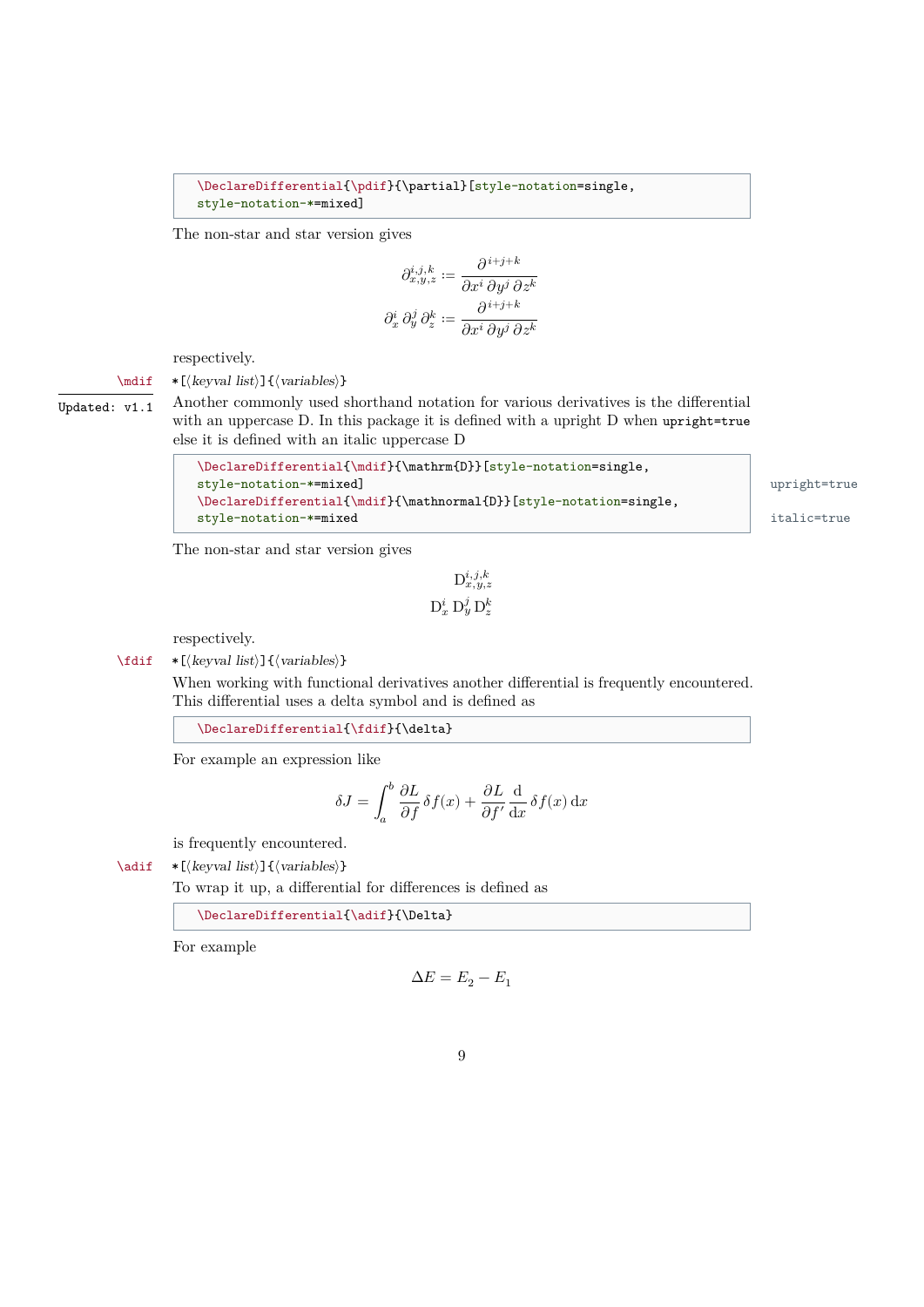```
\DeclareDifferential{\pdif}{\partial}[style-notation=single,
style-notation-*=mixed]
```

The non-star and star version gives

$$\partial^{i,j,k}_{x,y,z} := \frac{\partial^{i+j+k}}{\partial x^i \, \partial y^j \, \partial z^k}$$
$$\partial^i_x \, \partial^j_y \, \partial^k_z := \frac{\partial^{i+j+k}}{\partial x^i \, \partial y^j \, \partial z^k}$$

respectively.

`\mdif` `*[⟨keyval list⟩]{⟨variables⟩}`

Updated: v1.1

Another commonly used shorthand notation for various derivatives is the differential with an uppercase D. In this package it is defined with a upright D when `upright=true` else it is defined with an italic uppercase D

```
\DeclareDifferential{\mdif}{\mathrm{D}}[style-notation=single,
style-notation-*=mixed]                                          upright=true
\DeclareDifferential{\mdif}{\mathnormal{D}}[style-notation=single,
style-notation-*=mixed                                           italic=true
```

The non-star and star version gives

$$\mathrm{D}^{i,j,k}_{x,y,z}$$
$$\mathrm{D}^i_x \, \mathrm{D}^j_y \, \mathrm{D}^k_z$$

respectively.

`\fdif` `*[⟨keyval list⟩]{⟨variables⟩}`

When working with functional derivatives another differential is frequently encountered. This differential uses a delta symbol and is defined as

```
\DeclareDifferential{\fdif}{\delta}
```

For example an expression like

$$\delta J = \int_a^b \frac{\partial L}{\partial f} \, \delta f(x) + \frac{\partial L}{\partial f'} \, \frac{\mathrm{d}}{\mathrm{d}x} \, \delta f(x) \, \mathrm{d}x$$

is frequently encountered.

`\adif` `*[⟨keyval list⟩]{⟨variables⟩}`

To wrap it up, a differential for differences is defined as

```
\DeclareDifferential{\adif}{\Delta}
```

For example

$$\Delta E = E_2 - E_1$$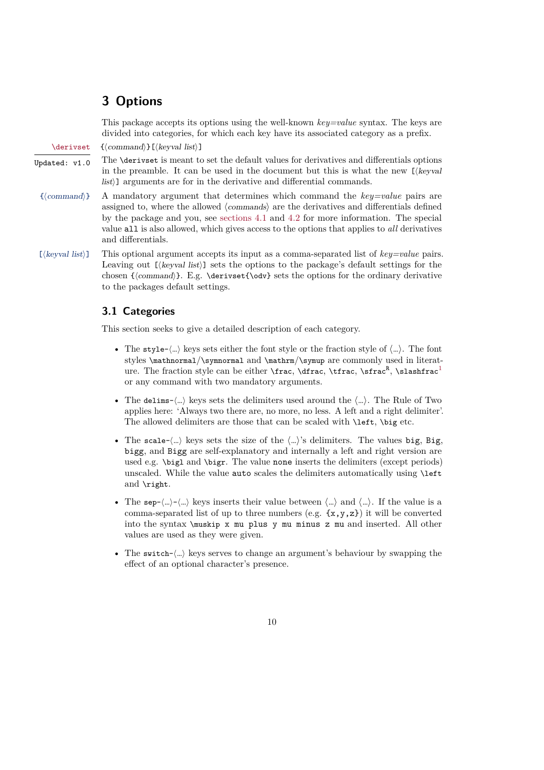# 3 Options

This package accepts its options using the well-known *key=value* syntax. The keys are divided into categories, for which each key have its associated category as a prefix.

`\derivset` `{⟨command⟩}[⟨keyval list⟩]`

Updated: v1.0

The `\derivset` is meant to set the default values for derivatives and differentials options in the preamble. It can be used in the document but this is what the new `[⟨keyval list⟩]` arguments are for in the derivative and differential commands.

`{⟨command⟩}` A mandatory argument that determines which command the *key=value* pairs are assigned to, where the allowed ⟨*commands*⟩ are the derivatives and differentials defined by the package and you, see sections 4.1 and 4.2 for more information. The special value `all` is also allowed, which gives access to the options that applies to *all* derivatives and differentials.

`[⟨keyval list⟩]` This optional argument accepts its input as a comma-separated list of *key=value* pairs. Leaving out `[⟨keyval list⟩]` sets the options to the package's default settings for the chosen `{⟨command⟩}`. E.g. `\derivset{\odv}` sets the options for the ordinary derivative to the packages default settings.

## 3.1 Categories

This section seeks to give a detailed description of each category.

- The `style-⟨...⟩` keys sets either the font style or the fraction style of ⟨...⟩. The font styles `\mathnormal`/`\symnormal` and `\mathrm`/`\symup` are commonly used in literature. The fraction style can be either `\frac`, `\dfrac`, `\tfrac`, `\sfrac`[R], `\slashfrac`[1] or any command with two mandatory arguments.
- The `delims-⟨...⟩` keys sets the delimiters used around the ⟨...⟩. The Rule of Two applies here: 'Always two there are, no more, no less. A left and a right delimiter'. The allowed delimiters are those that can be scaled with `\left`, `\big` etc.
- The `scale-⟨...⟩` keys sets the size of the ⟨...⟩'s delimiters. The values `big`, `Big`, `bigg`, and `Bigg` are self-explanatory and internally a left and right version are used e.g. `\bigl` and `\bigr`. The value `none` inserts the delimiters (except periods) unscaled. While the value `auto` scales the delimiters automatically using `\left` and `\right`.
- The `sep-⟨...⟩-⟨...⟩` keys inserts their value between ⟨...⟩ and ⟨...⟩. If the value is a comma-separated list of up to three numbers (e.g. `{x,y,z}`) it will be converted into the syntax `\muskip x mu plus y mu minus z mu` and inserted. All other values are used as they were given.
- The `switch-⟨...⟩` keys serves to change an argument's behaviour by swapping the effect of an optional character's presence.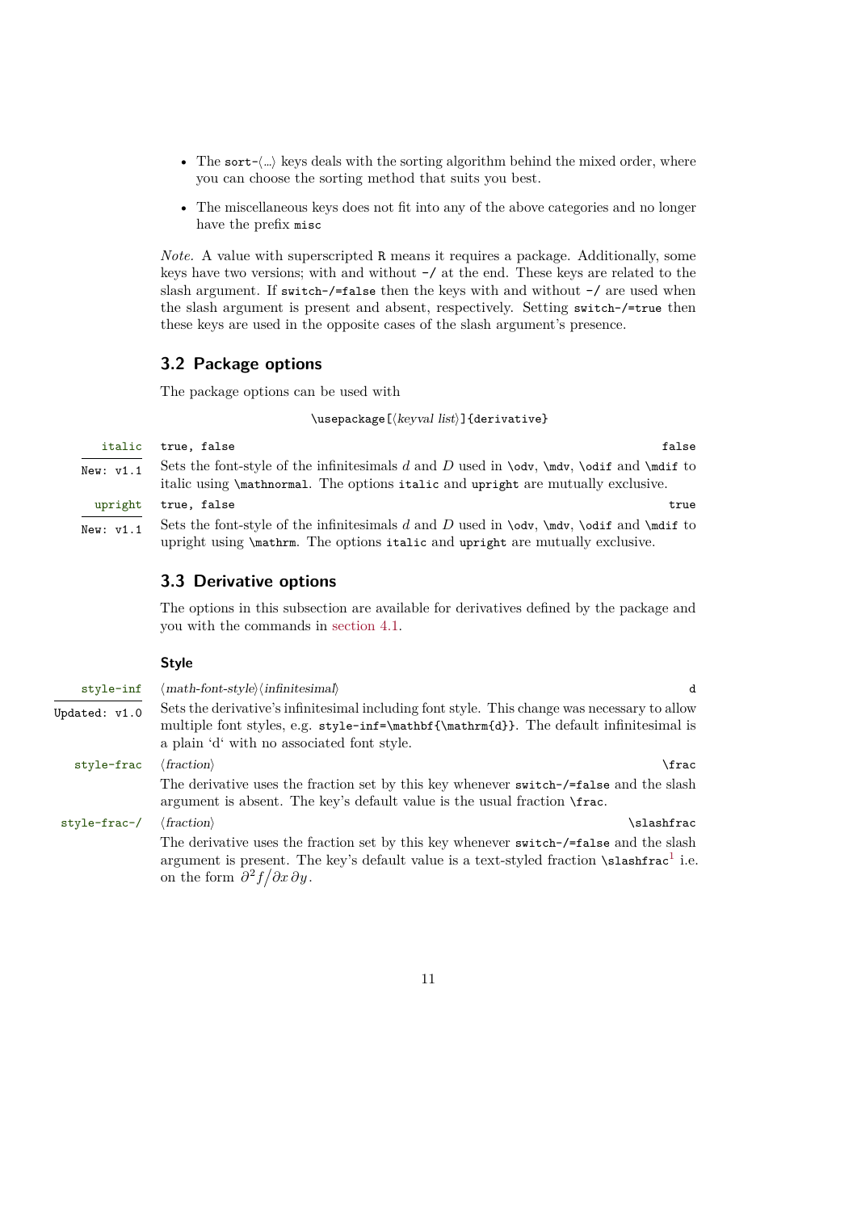- The `sort-⟨...⟩` keys deals with the sorting algorithm behind the mixed order, where you can choose the sorting method that suits you best.
- The miscellaneous keys does not fit into any of the above categories and no longer have the prefix `misc`

*Note.* A value with superscripted R means it requires a package. Additionally, some keys have two versions; with and without `-/` at the end. These keys are related to the slash argument. If `switch-/=false` then the keys with and without `-/` are used when the slash argument is present and absent, respectively. Setting `switch-/=true` then these keys are used in the opposite cases of the slash argument's presence.

## 3.2 Package options

The package options can be used with

`\usepackage[⟨keyval list⟩]{derivative}`

**`italic`** — `true, false` — default: `false`
New: v1.1

Sets the font-style of the infinitesimals $d$ and $D$ used in `\odv`, `\mdv`, `\odif` and `\mdif` to italic using `\mathnormal`. The options `italic` and `upright` are mutually exclusive.

**`upright`** — `true, false` — default: `true`
New: v1.1

Sets the font-style of the infinitesimals $d$ and $D$ used in `\odv`, `\mdv`, `\odif` and `\mdif` to upright using `\mathrm`. The options `italic` and `upright` are mutually exclusive.

## 3.3 Derivative options

The options in this subsection are available for derivatives defined by the package and you with the commands in section 4.1.

### Style

**`style-inf`** — ⟨*math-font-style*⟩⟨*infinitesimal*⟩ — default: `d`
Updated: v1.0

Sets the derivative's infinitesimal including font style. This change was necessary to allow multiple font styles, e.g. `style-inf=\mathbf{\mathrm{d}}`. The default infinitesimal is a plain 'd' with no associated font style.

**`style-frac`** — ⟨*fraction*⟩ — default: `\frac`

The derivative uses the fraction set by this key whenever `switch-/=false` and the slash argument is absent. The key's default value is the usual fraction `\frac`.

**`style-frac-/`** — ⟨*fraction*⟩ — default: `\slashfrac`

The derivative uses the fraction set by this key whenever `switch-/=false` and the slash argument is present. The key's default value is a text-styled fraction `\slashfrac`[1] i.e. on the form $\partial^2 f\big/\partial x\,\partial y$.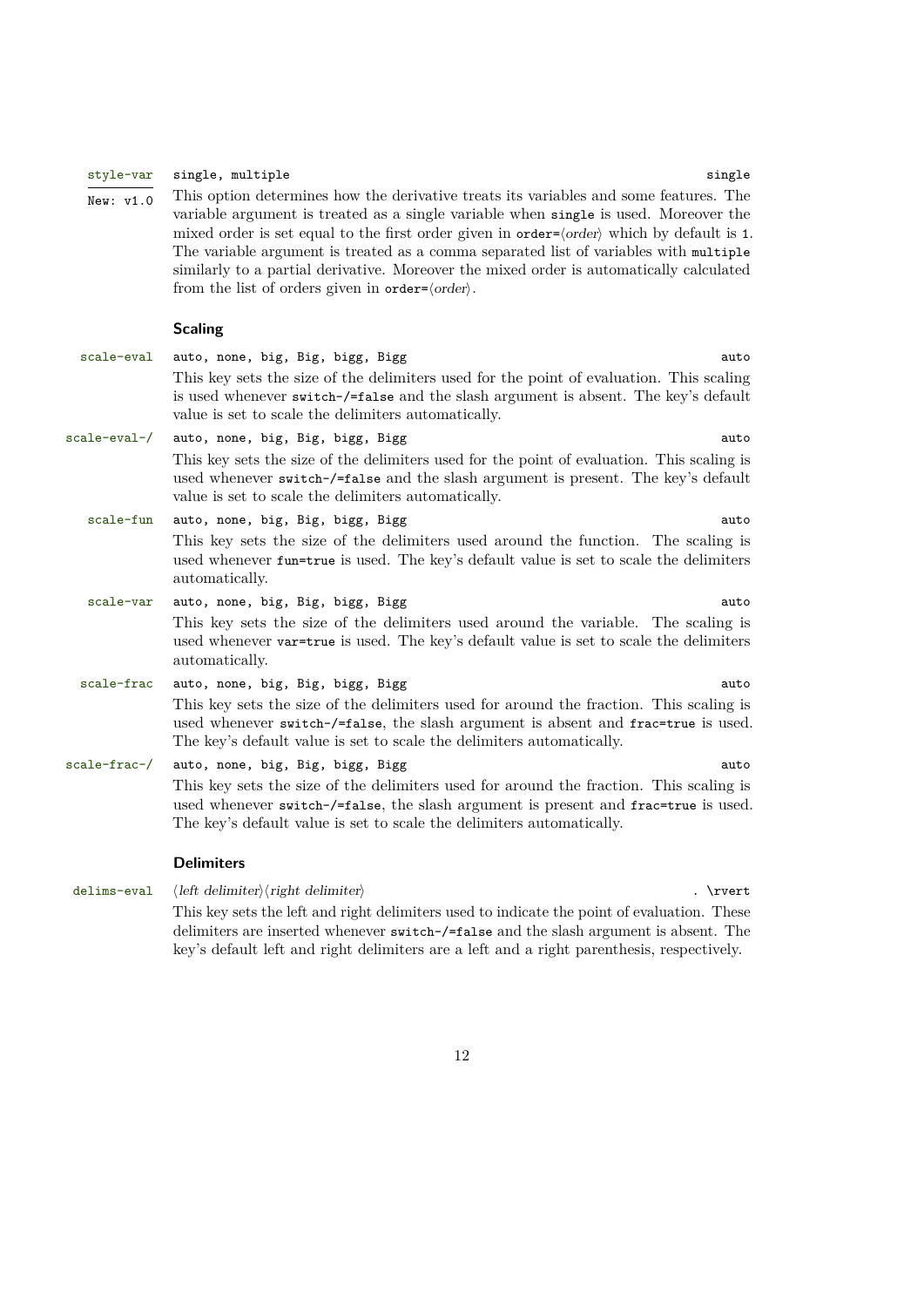`style-var` `single, multiple` — default: `single`

New: v1.0

This option determines how the derivative treats its variables and some features. The variable argument is treated as a single variable when `single` is used. Moreover the mixed order is set equal to the first order given in `order=`⟨*order*⟩ which by default is `1`. The variable argument is treated as a comma separated list of variables with `multiple` similarly to a partial derivative. Moreover the mixed order is automatically calculated from the list of orders given in `order=`⟨*order*⟩.

### Scaling

`scale-eval` `auto, none, big, Big, bigg, Bigg` — default: `auto`

This key sets the size of the delimiters used for the point of evaluation. This scaling is used whenever `switch-/=false` and the slash argument is absent. The key's default value is set to scale the delimiters automatically.

`scale-eval-/` `auto, none, big, Big, bigg, Bigg` — default: `auto`

This key sets the size of the delimiters used for the point of evaluation. This scaling is used whenever `switch-/=false` and the slash argument is present. The key's default value is set to scale the delimiters automatically.

`scale-fun` `auto, none, big, Big, bigg, Bigg` — default: `auto`

This key sets the size of the delimiters used around the function. The scaling is used whenever `fun=true` is used. The key's default value is set to scale the delimiters automatically.

`scale-var` `auto, none, big, Big, bigg, Bigg` — default: `auto`

This key sets the size of the delimiters used around the variable. The scaling is used whenever `var=true` is used. The key's default value is set to scale the delimiters automatically.

`scale-frac` `auto, none, big, Big, bigg, Bigg` — default: `auto`

This key sets the size of the delimiters used for around the fraction. This scaling is used whenever `switch-/=false`, the slash argument is absent and `frac=true` is used. The key's default value is set to scale the delimiters automatically.

`scale-frac-/` `auto, none, big, Big, bigg, Bigg` — default: `auto`

This key sets the size of the delimiters used for around the fraction. This scaling is used whenever `switch-/=false`, the slash argument is present and `frac=true` is used. The key's default value is set to scale the delimiters automatically.

### Delimiters

`delims-eval` ⟨*left delimiter*⟩⟨*right delimiter*⟩ — default: `. \rvert`

This key sets the left and right delimiters used to indicate the point of evaluation. These delimiters are inserted whenever `switch-/=false` and the slash argument is absent. The key's default left and right delimiters are a left and a right parenthesis, respectively.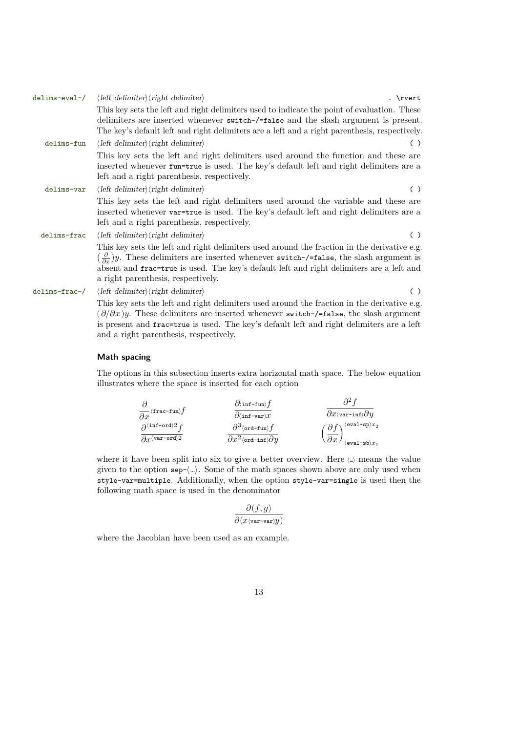`delims-eval-/` ⟨*left delimiter*⟩⟨*right delimiter*⟩ `. \rvert`

This key sets the left and right delimiters used to indicate the point of evaluation. These delimiters are inserted whenever `switch-/=false` and the slash argument is present. The key's default left and right delimiters are a left and a right parenthesis, respectively.

`delims-fun` ⟨*left delimiter*⟩⟨*right delimiter*⟩ `( )`

This key sets the left and right delimiters used around the function and these are inserted whenever `fun=true` is used. The key's default left and right delimiters are a left and a right parenthesis, respectively.

`delims-var` ⟨*left delimiter*⟩⟨*right delimiter*⟩ `( )`

This key sets the left and right delimiters used around the variable and these are inserted whenever `var=true` is used. The key's default left and right delimiters are a left and a right parenthesis, respectively.

`delims-frac` ⟨*left delimiter*⟩⟨*right delimiter*⟩ `( )`

This key sets the left and right delimiters used around the fraction in the derivative e.g. $\big(\frac{\partial}{\partial x}\big)y$. These delimiters are inserted whenever `switch-/=false`, the slash argument is absent and `frac=true` is used. The key's default left and right delimiters are a left and a right parenthesis, respectively.

`delims-frac-/` ⟨*left delimiter*⟩⟨*right delimiter*⟩ `( )`

This key sets the left and right delimiters used around the fraction in the derivative e.g. $(\partial/\partial x)y$. These delimiters are inserted whenever `switch-/=false`, the slash argument is present and `frac=true` is used. The key's default left and right delimiters are a left and a right parenthesis, respectively.

### Math spacing

The options in this subsection inserts extra horizontal math space. The below equation illustrates where the space is inserted for each option

$$
\begin{array}{ccc}
\frac{\partial}{\partial x}\langle\texttt{frac-fun}\rangle f & \frac{\partial\langle\texttt{inf-fun}\rangle f}{\partial\langle\texttt{inf-var}\rangle x} & \frac{\partial^2 f}{\partial x\langle\texttt{var-inf}\rangle\partial y} \\
\frac{\partial^{\langle\texttt{inf-ord}\rangle 2} f}{\partial x^{\langle\texttt{var-ord}\rangle 2}} & \frac{\partial^3\langle\texttt{ord-fun}\rangle f}{\partial x^2\langle\texttt{ord-inf}\rangle\partial y} & \left(\frac{\partial f}{\partial x}\right)^{\langle\texttt{eval-sp}\rangle x_2}_{\langle\texttt{eval-sb}\rangle x_1}
\end{array}
$$

where it have been split into six to give a better overview. Here ⟨...⟩ means the value given to the option `sep-⟨...⟩`. Some of the math spaces shown above are only used when `style-var=multiple`. Additionally, when the option `style-var=single` is used then the following math space is used in the denominator

$$
\frac{\partial(f,g)}{\partial(x\langle\texttt{var-var}\rangle y)}
$$

where the Jacobian have been used as an example.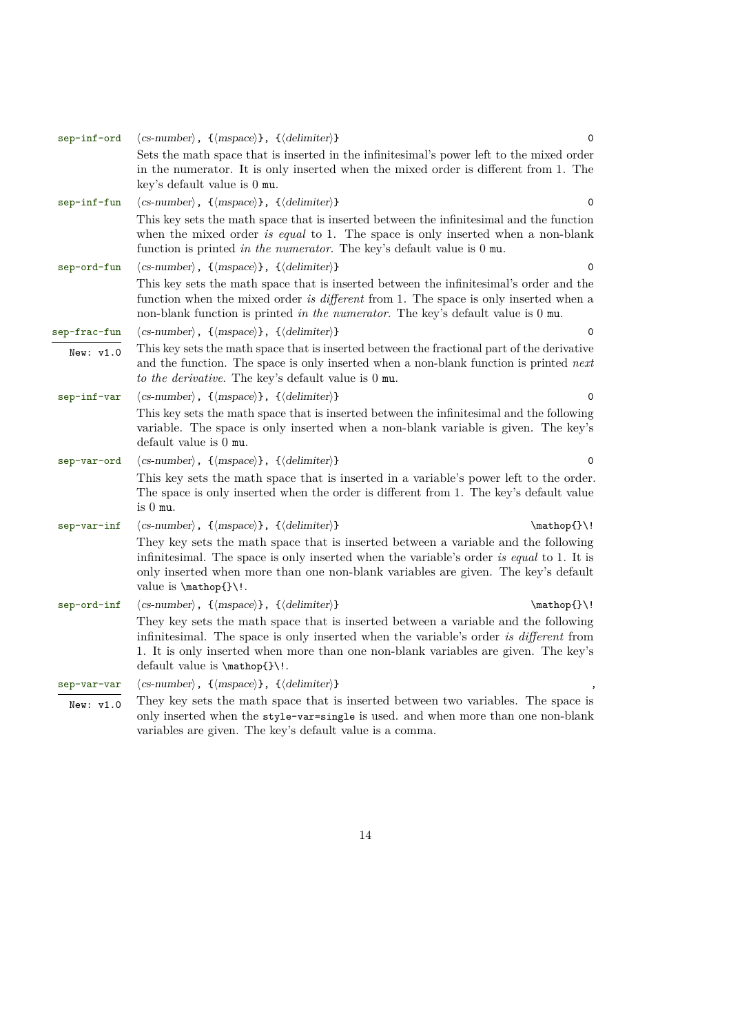`sep-inf-ord` ⟨*cs-number*⟩, {⟨*mspace*⟩}, {⟨*delimiter*⟩} `0`

Sets the math space that is inserted in the infinitesimal's power left to the mixed order in the numerator. It is only inserted when the mixed order is different from 1. The key's default value is 0 `mu`.

`sep-inf-fun` ⟨*cs-number*⟩, {⟨*mspace*⟩}, {⟨*delimiter*⟩} `0`

This key sets the math space that is inserted between the infinitesimal and the function when the mixed order *is equal* to 1. The space is only inserted when a non-blank function is printed *in the numerator*. The key's default value is 0 `mu`.

`sep-ord-fun` ⟨*cs-number*⟩, {⟨*mspace*⟩}, {⟨*delimiter*⟩} `0`

This key sets the math space that is inserted between the infinitesimal's order and the function when the mixed order *is different* from 1. The space is only inserted when a non-blank function is printed *in the numerator*. The key's default value is 0 `mu`.

`sep-frac-fun` ⟨*cs-number*⟩, {⟨*mspace*⟩}, {⟨*delimiter*⟩} `0`

New: v1.0

This key sets the math space that is inserted between the fractional part of the derivative and the function. The space is only inserted when a non-blank function is printed *next to the derivative*. The key's default value is 0 `mu`.

`sep-inf-var` ⟨*cs-number*⟩, {⟨*mspace*⟩}, {⟨*delimiter*⟩} `0`

This key sets the math space that is inserted between the infinitesimal and the following variable. The space is only inserted when a non-blank variable is given. The key's default value is 0 `mu`.

`sep-var-ord` ⟨*cs-number*⟩, {⟨*mspace*⟩}, {⟨*delimiter*⟩} `0`

This key sets the math space that is inserted in a variable's power left to the order. The space is only inserted when the order is different from 1. The key's default value is 0 `mu`.

`sep-var-inf` ⟨*cs-number*⟩, {⟨*mspace*⟩}, {⟨*delimiter*⟩} `\mathop{}\!`

They key sets the math space that is inserted between a variable and the following infinitesimal. The space is only inserted when the variable's order *is equal* to 1. It is only inserted when more than one non-blank variables are given. The key's default value is `\mathop{}\!`.

`sep-ord-inf` ⟨*cs-number*⟩, {⟨*mspace*⟩}, {⟨*delimiter*⟩} `\mathop{}\!`

They key sets the math space that is inserted between a variable and the following infinitesimal. The space is only inserted when the variable's order *is different* from 1. It is only inserted when more than one non-blank variables are given. The key's default value is `\mathop{}\!`.

`sep-var-var` ⟨*cs-number*⟩, {⟨*mspace*⟩}, {⟨*delimiter*⟩} `,`

New: v1.0

They key sets the math space that is inserted between two variables. The space is only inserted when the `style-var=single` is used. and when more than one non-blank variables are given. The key's default value is a comma.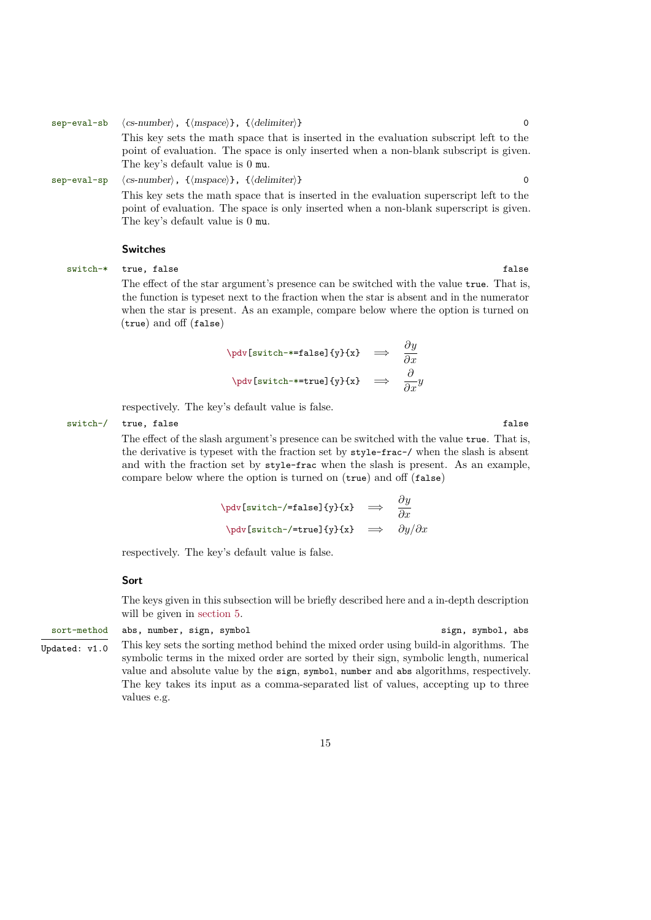**sep-eval-sb** ⟨*cs-number*⟩, {⟨*mspace*⟩}, {⟨*delimiter*⟩} — default: `0`

This key sets the math space that is inserted in the evaluation subscript left to the point of evaluation. The space is only inserted when a non-blank subscript is given. The key's default value is 0 `mu`.

**sep-eval-sp** ⟨*cs-number*⟩, {⟨*mspace*⟩}, {⟨*delimiter*⟩} — default: `0`

This key sets the math space that is inserted in the evaluation superscript left to the point of evaluation. The space is only inserted when a non-blank superscript is given. The key's default value is 0 `mu`.

### Switches

**switch-*** `true, false` — default: `false`

The effect of the star argument's presence can be switched with the value `true`. That is, the function is typeset next to the fraction when the star is absent and in the numerator when the star is present. As an example, compare below where the option is turned on (`true`) and off (`false`)

`\pdv[switch-*=false]{y}{x}` $\implies \dfrac{\partial y}{\partial x}$

`\pdv[switch-*=true]{y}{x}` $\implies \dfrac{\partial}{\partial x} y$

respectively. The key's default value is false.

**switch-/** `true, false` — default: `false`

The effect of the slash argument's presence can be switched with the value `true`. That is, the derivative is typeset with the fraction set by `style-frac-/` when the slash is absent and with the fraction set by `style-frac` when the slash is present. As an example, compare below where the option is turned on (`true`) and off (`false`)

`\pdv[switch-/=false]{y}{x}` $\implies \dfrac{\partial y}{\partial x}$

`\pdv[switch-/=true]{y}{x}` $\implies \partial y / \partial x$

respectively. The key's default value is false.

### Sort

The keys given in this subsection will be briefly described here and a in-depth description will be given in section 5.

**sort-method** `abs, number, sign, symbol` — default: `sign, symbol, abs`

Updated: v1.0

This key sets the sorting method behind the mixed order using build-in algorithms. The symbolic terms in the mixed order are sorted by their sign, symbolic length, numerical value and absolute value by the `sign`, `symbol`, `number` and `abs` algorithms, respectively. The key takes its input as a comma-separated list of values, accepting up to three values e.g.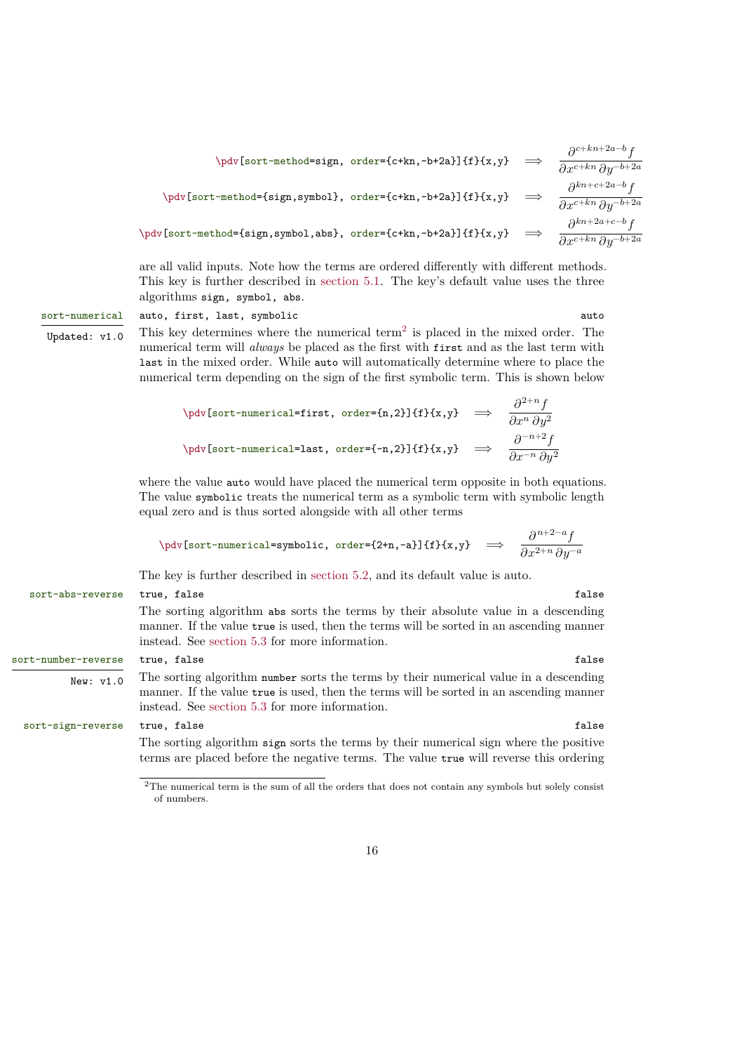```
\pdv[sort-method=sign, order={c+kn,-b+2a}]{f}{x,y}
```
$$\Longrightarrow \quad \frac{\partial^{c+kn+2a-b} f}{\partial x^{c+kn}\,\partial y^{-b+2a}}$$

```
\pdv[sort-method={sign,symbol}, order={c+kn,-b+2a}]{f}{x,y}
```
$$\Longrightarrow \quad \frac{\partial^{kn+c+2a-b} f}{\partial x^{c+kn}\,\partial y^{-b+2a}}$$

```
\pdv[sort-method={sign,symbol,abs}, order={c+kn,-b+2a}]{f}{x,y}
```
$$\Longrightarrow \quad \frac{\partial^{kn+2a+c-b} f}{\partial x^{c+kn}\,\partial y^{-b+2a}}$$

are all valid inputs. Note how the terms are ordered differently with different methods. This key is further described in section 5.1. The key's default value uses the three algorithms `sign, symbol, abs`.

**sort-numerical** — `auto, first, last, symbolic` — default: `auto`
Updated: v1.0

This key determines where the numerical term[2] is placed in the mixed order. The numerical term will *always* be placed as the first with `first` and as the last term with `last` in the mixed order. While `auto` will automatically determine where to place the numerical term depending on the sign of the first symbolic term. This is shown below

```
\pdv[sort-numerical=first, order={n,2}]{f}{x,y}
```
$$\Longrightarrow \quad \frac{\partial^{2+n} f}{\partial x^{n}\,\partial y^{2}}$$

```
\pdv[sort-numerical=last, order={-n,2}]{f}{x,y}
```
$$\Longrightarrow \quad \frac{\partial^{-n+2} f}{\partial x^{-n}\,\partial y^{2}}$$

where the value `auto` would have placed the numerical term opposite in both equations. The value `symbolic` treats the numerical term as a symbolic term with symbolic length equal zero and is thus sorted alongside with all other terms

```
\pdv[sort-numerical=symbolic, order={2+n,-a}]{f}{x,y}
```
$$\Longrightarrow \quad \frac{\partial^{n+2-a} f}{\partial x^{2+n}\,\partial y^{-a}}$$

The key is further described in section 5.2, and its default value is auto.

**sort-abs-reverse** — `true, false` — default: `false`

The sorting algorithm `abs` sorts the terms by their absolute value in a descending manner. If the value `true` is used, then the terms will be sorted in an ascending manner instead. See section 5.3 for more information.

**sort-number-reverse** — `true, false` — default: `false`
New: v1.0

The sorting algorithm `number` sorts the terms by their numerical value in a descending manner. If the value `true` is used, then the terms will be sorted in an ascending manner instead. See section 5.3 for more information.

**sort-sign-reverse** — `true, false` — default: `false`

The sorting algorithm `sign` sorts the terms by their numerical sign where the positive terms are placed before the negative terms. The value `true` will reverse this ordering

---

[2] The numerical term is the sum of all the orders that does not contain any symbols but solely consist of numbers.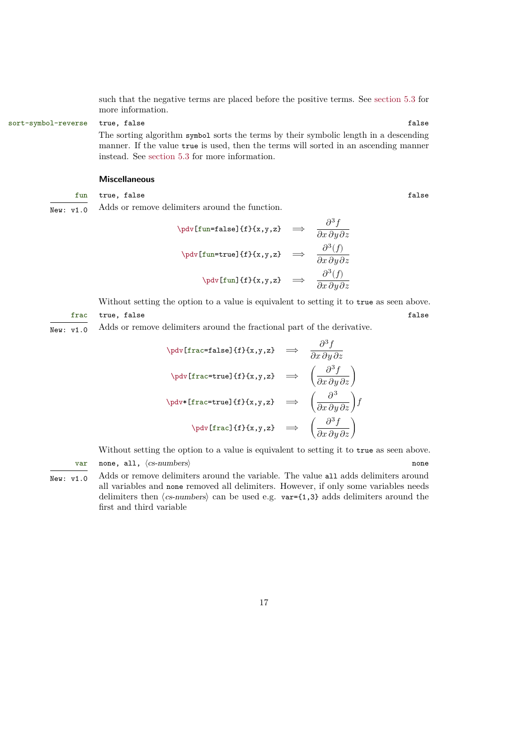such that the negative terms are placed before the positive terms. See section 5.3 for more information.

`sort-symbol-reverse` — `true, false` — default: `false`

The sorting algorithm `symbol` sorts the terms by their symbolic length in a descending manner. If the value `true` is used, then the terms will sorted in an ascending manner instead. See section 5.3 for more information.

### Miscellaneous

`fun` — `true, false` — default: `false`
New: v1.0

Adds or remove delimiters around the function.

`\pdv[fun=false]{f}{x,y,z}` $\implies \dfrac{\partial^3 f}{\partial x\,\partial y\,\partial z}$

`\pdv[fun=true]{f}{x,y,z}` $\implies \dfrac{\partial^3 (f)}{\partial x\,\partial y\,\partial z}$

`\pdv[fun]{f}{x,y,z}` $\implies \dfrac{\partial^3 (f)}{\partial x\,\partial y\,\partial z}$

Without setting the option to a value is equivalent to setting it to `true` as seen above.

`frac` — `true, false` — default: `false`
New: v1.0

Adds or remove delimiters around the fractional part of the derivative.

`\pdv[frac=false]{f}{x,y,z}` $\implies \dfrac{\partial^3 f}{\partial x\,\partial y\,\partial z}$

`\pdv[frac=true]{f}{x,y,z}` $\implies \left(\dfrac{\partial^3 f}{\partial x\,\partial y\,\partial z}\right)$

`\pdv*[frac=true]{f}{x,y,z}` $\implies \left(\dfrac{\partial^3}{\partial x\,\partial y\,\partial z}\right) f$

`\pdv[frac]{f}{x,y,z}` $\implies \left(\dfrac{\partial^3 f}{\partial x\,\partial y\,\partial z}\right)$

Without setting the option to a value is equivalent to setting it to `true` as seen above.

`var` — `none, all,` ⟨*cs-numbers*⟩ — default: `none`
New: v1.0

Adds or remove delimiters around the variable. The value `all` adds delimiters around all variables and `none` removed all delimiters. However, if only some variables needs delimiters then ⟨*cs-numbers*⟩ can be used e.g. `var={1,3}` adds delimiters around the first and third variable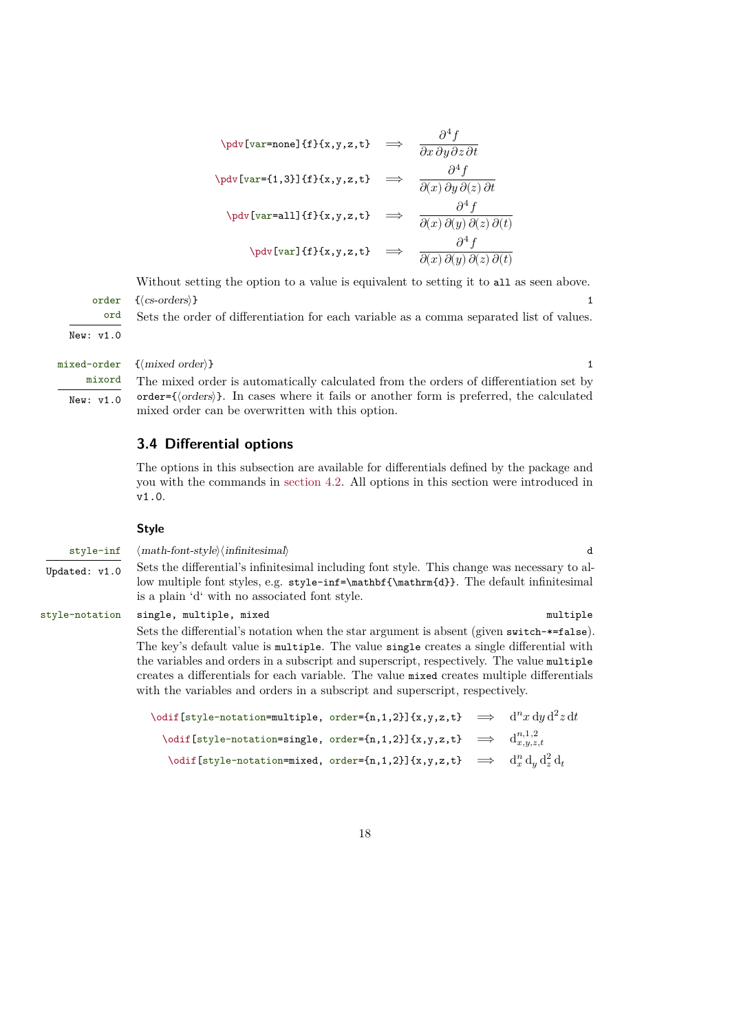`\pdv[var=none]{f}{x,y,z,t}` $\implies$ $$\frac{\partial^4 f}{\partial x\,\partial y\,\partial z\,\partial t}$$

`\pdv[var={1,3}]{f}{x,y,z,t}` $\implies$ $$\frac{\partial^4 f}{\partial(x)\,\partial y\,\partial(z)\,\partial t}$$

`\pdv[var=all]{f}{x,y,z,t}` $\implies$ $$\frac{\partial^4 f}{\partial(x)\,\partial(y)\,\partial(z)\,\partial(t)}$$

`\pdv[var]{f}{x,y,z,t}` $\implies$ $$\frac{\partial^4 f}{\partial(x)\,\partial(y)\,\partial(z)\,\partial(t)}$$

Without setting the option to a value is equivalent to setting it to `all` as seen above.

`order` `ord` — New: v1.0 — {⟨*cs-orders*⟩} — default: 1

Sets the order of differentiation for each variable as a comma separated list of values.

`mixed-order` `mixord` — New: v1.0 — {⟨*mixed order*⟩} — default: 1

The mixed order is automatically calculated from the orders of differentiation set by `order={`⟨*orders*⟩`}`. In cases where it fails or another form is preferred, the calculated mixed order can be overwritten with this option.

## 3.4 Differential options

The options in this subsection are available for differentials defined by the package and you with the commands in section 4.2. All options in this section were introduced in `v1.0`.

### Style

`style-inf` — Updated: v1.0 — ⟨*math-font-style*⟩⟨*infinitesimal*⟩ — default: `d`

Sets the differential's infinitesimal including font style. This change was necessary to allow multiple font styles, e.g. `style-inf=\mathbf{\mathrm{d}}`. The default infinitesimal is a plain 'd' with no associated font style.

`style-notation` — `single, multiple, mixed` — default: `multiple`

Sets the differential's notation when the star argument is absent (given `switch-*=false`). The key's default value is `multiple`. The value `single` creates a single differential with the variables and orders in a subscript and superscript, respectively. The value `multiple` creates a differentials for each variable. The value `mixed` creates multiple differentials with the variables and orders in a subscript and superscript, respectively.

`\odif[style-notation=multiple, order={n,1,2}]{x,y,z,t}` $\implies$ $\mathrm{d}^n x\,\mathrm{d}y\,\mathrm{d}^2 z\,\mathrm{d}t$

`\odif[style-notation=single, order={n,1,2}]{x,y,z,t}` $\implies$ $\mathrm{d}^{n,1,2}_{x,y,z,t}$

`\odif[style-notation=mixed, order={n,1,2}]{x,y,z,t}` $\implies$ $\mathrm{d}^n_x\,\mathrm{d}_y\,\mathrm{d}^2_z\,\mathrm{d}_t$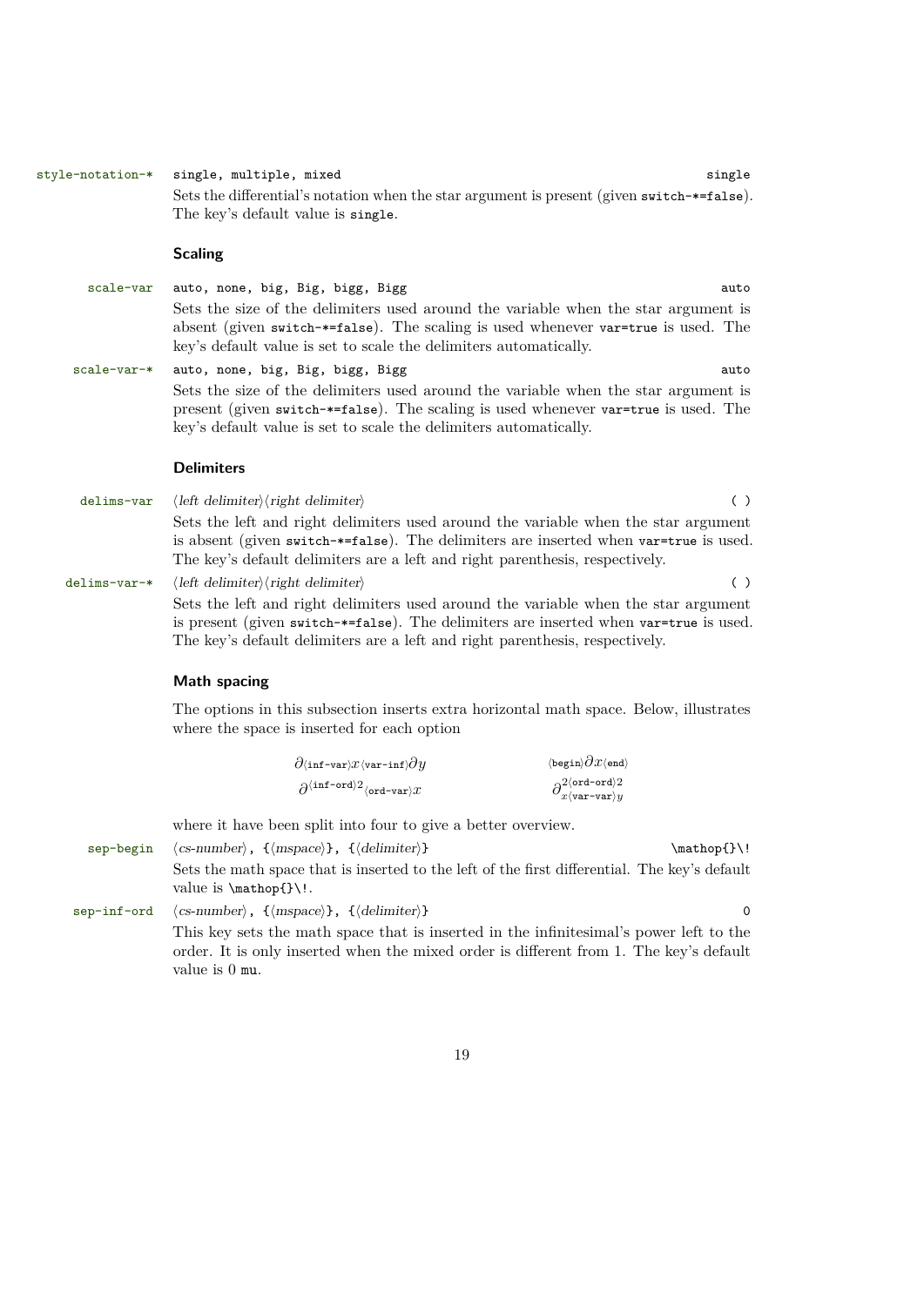`style-notation-*` `single, multiple, mixed` — default: `single`

Sets the differential's notation when the star argument is present (given `switch-*=false`). The key's default value is `single`.

### Scaling

`scale-var` `auto, none, big, Big, bigg, Bigg` — default: `auto`

Sets the size of the delimiters used around the variable when the star argument is absent (given `switch-*=false`). The scaling is used whenever `var=true` is used. The key's default value is set to scale the delimiters automatically.

`scale-var-*` `auto, none, big, Big, bigg, Bigg` — default: `auto`

Sets the size of the delimiters used around the variable when the star argument is present (given `switch-*=false`). The scaling is used whenever `var=true` is used. The key's default value is set to scale the delimiters automatically.

### Delimiters

`delims-var` ⟨*left delimiter*⟩⟨*right delimiter*⟩ — default: `( )`

Sets the left and right delimiters used around the variable when the star argument is absent (given `switch-*=false`). The delimiters are inserted when `var=true` is used. The key's default delimiters are a left and right parenthesis, respectively.

`delims-var-*` ⟨*left delimiter*⟩⟨*right delimiter*⟩ — default: `( )`

Sets the left and right delimiters used around the variable when the star argument is present (given `switch-*=false`). The delimiters are inserted when `var=true` is used. The key's default delimiters are a left and right parenthesis, respectively.

### Math spacing

The options in this subsection inserts extra horizontal math space. Below, illustrates where the space is inserted for each option

$$\partial\langle\texttt{inf-var}\rangle x\langle\texttt{var-inf}\rangle\partial y \qquad \langle\texttt{begin}\rangle\partial x\langle\texttt{end}\rangle$$

$$\partial^{\langle\texttt{inf-ord}\rangle 2}\langle\texttt{ord-var}\rangle x \qquad \partial^{2\langle\texttt{ord-ord}\rangle 2}_{x\langle\texttt{var-var}\rangle y}$$

where it have been split into four to give a better overview.

`sep-begin` ⟨*cs-number*⟩`, {`⟨*mspace*⟩`}, {`⟨*delimiter*⟩`}` — default: `\mathop{}\!`

Sets the math space that is inserted to the left of the first differential. The key's default value is `\mathop{}\!`.

`sep-inf-ord` ⟨*cs-number*⟩`, {`⟨*mspace*⟩`}, {`⟨*delimiter*⟩`}` — default: `0`

This key sets the math space that is inserted in the infinitesimal's power left to the order. It is only inserted when the mixed order is different from 1. The key's default value is 0 `mu`.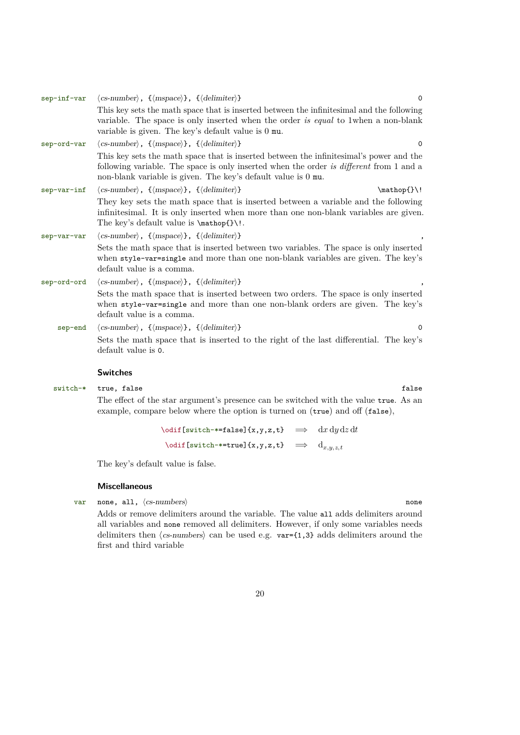`sep-inf-var` ⟨*cs-number*⟩, {⟨*mspace*⟩}, {⟨*delimiter*⟩} `0`

This key sets the math space that is inserted between the infinitesimal and the following variable. The space is only inserted when the order *is equal* to 1when a non-blank variable is given. The key's default value is 0 `mu`.

`sep-ord-var` ⟨*cs-number*⟩, {⟨*mspace*⟩}, {⟨*delimiter*⟩} `0`

This key sets the math space that is inserted between the infinitesimal's power and the following variable. The space is only inserted when the order *is different* from 1 and a non-blank variable is given. The key's default value is 0 `mu`.

`sep-var-inf` ⟨*cs-number*⟩, {⟨*mspace*⟩}, {⟨*delimiter*⟩} `\mathop{}\!`

They key sets the math space that is inserted between a variable and the following infinitesimal. It is only inserted when more than one non-blank variables are given. The key's default value is `\mathop{}\!`.

`sep-var-var` ⟨*cs-number*⟩, {⟨*mspace*⟩}, {⟨*delimiter*⟩} `,`

Sets the math space that is inserted between two variables. The space is only inserted when `style-var=single` and more than one non-blank variables are given. The key's default value is a comma.

`sep-ord-ord` ⟨*cs-number*⟩, {⟨*mspace*⟩}, {⟨*delimiter*⟩} `,`

Sets the math space that is inserted between two orders. The space is only inserted when `style-var=single` and more than one non-blank orders are given. The key's default value is a comma.

`sep-end` ⟨*cs-number*⟩, {⟨*mspace*⟩}, {⟨*delimiter*⟩} `0`

Sets the math space that is inserted to the right of the last differential. The key's default value is `0`.

### Switches

`switch-*` `true, false` `false`

The effect of the star argument's presence can be switched with the value `true`. As an example, compare below where the option is turned on (`true`) and off (`false`),

`\odif[switch-*=false]{x,y,z,t}` $\Longrightarrow$ $\mathrm{d}x\,\mathrm{d}y\,\mathrm{d}z\,\mathrm{d}t$

`\odif[switch-*=true]{x,y,z,t}` $\Longrightarrow$ $\mathrm{d}_{x,y,z,t}$

The key's default value is false.

### Miscellaneous

`var` `none, all,` ⟨*cs-numbers*⟩ `none`

Adds or remove delimiters around the variable. The value `all` adds delimiters around all variables and `none` removed all delimiters. However, if only some variables needs delimiters then ⟨*cs-numbers*⟩ can be used e.g. `var={1,3}` adds delimiters around the first and third variable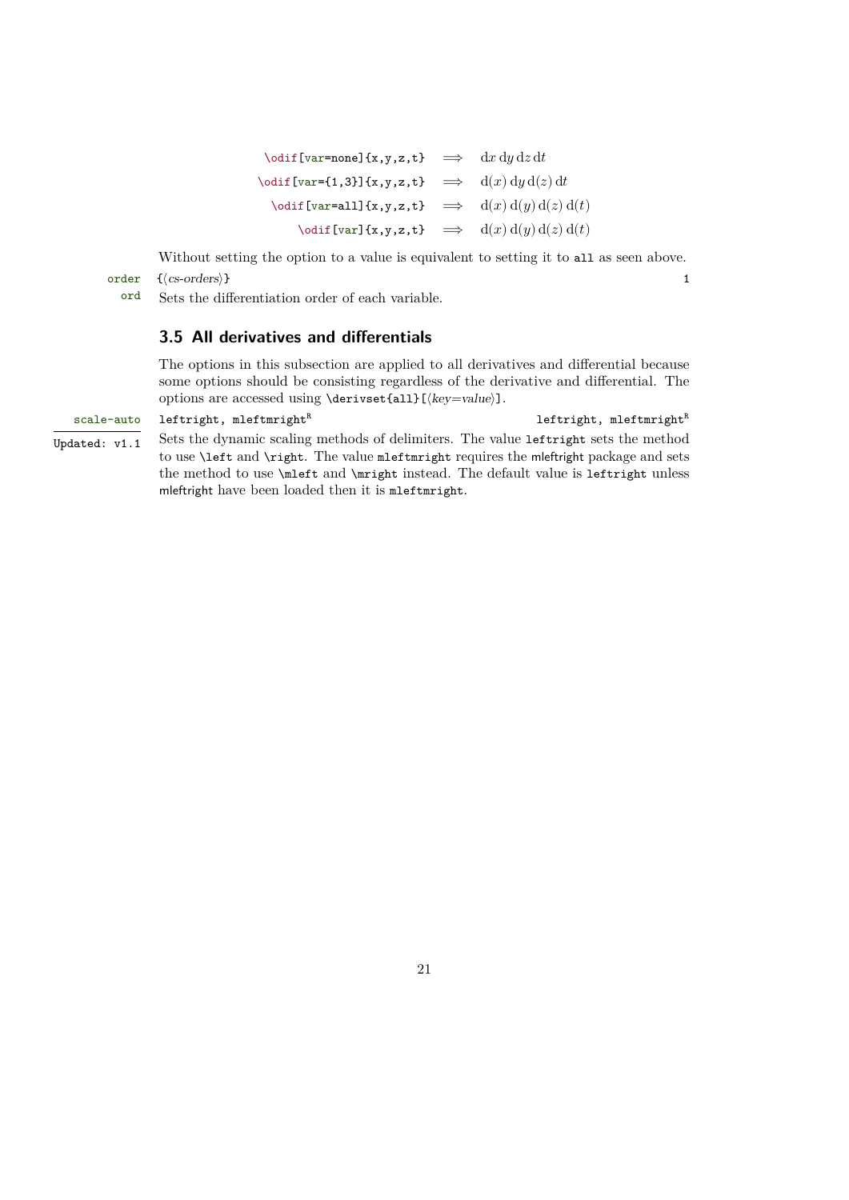| | | |
|---|---|---|
| `\odif[var=none]{x,y,z,t}` | $\Longrightarrow$ | $\mathrm{d}x\,\mathrm{d}y\,\mathrm{d}z\,\mathrm{d}t$ |
| `\odif[var={1,3}]{x,y,z,t}` | $\Longrightarrow$ | $\mathrm{d}(x)\,\mathrm{d}y\,\mathrm{d}(z)\,\mathrm{d}t$ |
| `\odif[var=all]{x,y,z,t}` | $\Longrightarrow$ | $\mathrm{d}(x)\,\mathrm{d}(y)\,\mathrm{d}(z)\,\mathrm{d}(t)$ |
| `\odif[var]{x,y,z,t}` | $\Longrightarrow$ | $\mathrm{d}(x)\,\mathrm{d}(y)\,\mathrm{d}(z)\,\mathrm{d}(t)$ |

Without setting the option to a value is equivalent to setting it to `all` as seen above.

`order` `ord` — `{⟨cs-orders⟩}` — Default: `1`

Sets the differentiation order of each variable.

### 3.5 All derivatives and differentials

The options in this subsection are applied to all derivatives and differential because some options should be consisting regardless of the derivative and differential. The options are accessed using `\derivset{all}[⟨key=value⟩]`.

`scale-auto` — `leftright, mleftmright`[R] — Default: `leftright, mleftmright`[R]

Updated: v1.1

Sets the dynamic scaling methods of delimiters. The value `leftright` sets the method to use `\left` and `\right`. The value `mleftmright` requires the mleftright package and sets the method to use `\mleft` and `\mright` instead. The default value is `leftright` unless mleftright have been loaded then it is `mleftmright`.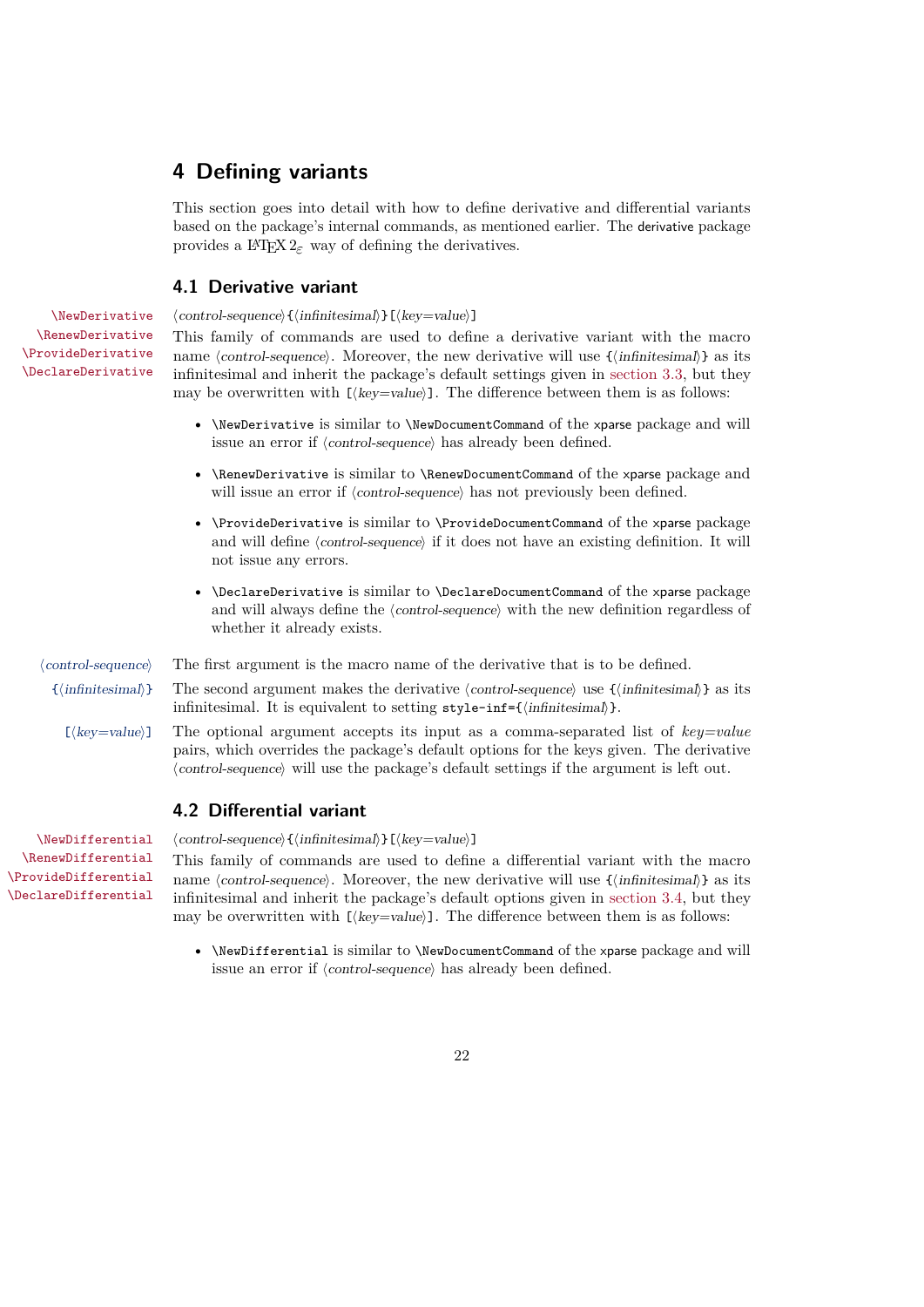## 4 Defining variants

This section goes into detail with how to define derivative and differential variants based on the package's internal commands, as mentioned earlier. The `derivative` package provides a LaTeX 2ε way of defining the derivatives.

### 4.1 Derivative variant

`\NewDerivative` `\RenewDerivative` `\ProvideDerivative` `\DeclareDerivative` ⟨*control-sequence*⟩`{`⟨*infinitesimal*⟩`}[`⟨*key=value*⟩`]`

This family of commands are used to define a derivative variant with the macro name ⟨*control-sequence*⟩. Moreover, the new derivative will use `{`⟨*infinitesimal*⟩`}` as its infinitesimal and inherit the package's default settings given in section 3.3, but they may be overwritten with `[`⟨*key=value*⟩`]`. The difference between them is as follows:

- `\NewDerivative` is similar to `\NewDocumentCommand` of the `xparse` package and will issue an error if ⟨*control-sequence*⟩ has already been defined.
- `\RenewDerivative` is similar to `\RenewDocumentCommand` of the `xparse` package and will issue an error if ⟨*control-sequence*⟩ has not previously been defined.
- `\ProvideDerivative` is similar to `\ProvideDocumentCommand` of the `xparse` package and will define ⟨*control-sequence*⟩ if it does not have an existing definition. It will not issue any errors.
- `\DeclareDerivative` is similar to `\DeclareDocumentCommand` of the `xparse` package and will always define the ⟨*control-sequence*⟩ with the new definition regardless of whether it already exists.

⟨*control-sequence*⟩ The first argument is the macro name of the derivative that is to be defined.

`{`⟨*infinitesimal*⟩`}` The second argument makes the derivative ⟨*control-sequence*⟩ use `{`⟨*infinitesimal*⟩`}` as its infinitesimal. It is equivalent to setting `style-inf={`⟨*infinitesimal*⟩`}`.

`[`⟨*key=value*⟩`]` The optional argument accepts its input as a comma-separated list of *key=value* pairs, which overrides the package's default options for the keys given. The derivative ⟨*control-sequence*⟩ will use the package's default settings if the argument is left out.

### 4.2 Differential variant

`\NewDifferential` `\RenewDifferential` `\ProvideDifferential` `\DeclareDifferential` ⟨*control-sequence*⟩`{`⟨*infinitesimal*⟩`}[`⟨*key=value*⟩`]`

This family of commands are used to define a differential variant with the macro name ⟨*control-sequence*⟩. Moreover, the new derivative will use `{`⟨*infinitesimal*⟩`}` as its infinitesimal and inherit the package's default options given in section 3.4, but they may be overwritten with `[`⟨*key=value*⟩`]`. The difference between them is as follows:

- `\NewDifferential` is similar to `\NewDocumentCommand` of the `xparse` package and will issue an error if ⟨*control-sequence*⟩ has already been defined.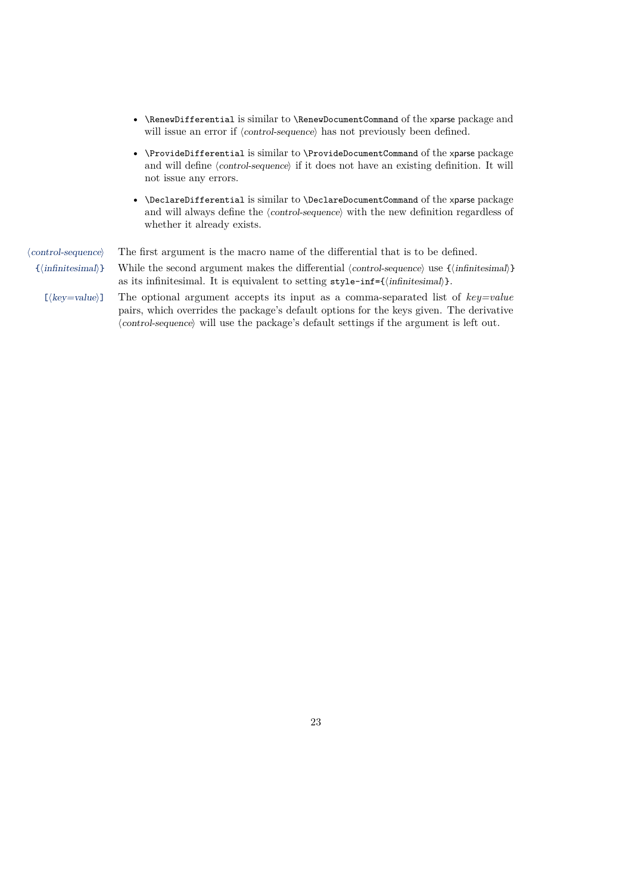- `\RenewDifferential` is similar to `\RenewDocumentCommand` of the xparse package and will issue an error if ⟨*control-sequence*⟩ has not previously been defined.
- `\ProvideDifferential` is similar to `\ProvideDocumentCommand` of the xparse package and will define ⟨*control-sequence*⟩ if it does not have an existing definition. It will not issue any errors.
- `\DeclareDifferential` is similar to `\DeclareDocumentCommand` of the xparse package and will always define the ⟨*control-sequence*⟩ with the new definition regardless of whether it already exists.

⟨*control-sequence*⟩ The first argument is the macro name of the differential that is to be defined.

`{`⟨*infinitesimal*⟩`}` While the second argument makes the differential ⟨*control-sequence*⟩ use `{`⟨*infinitesimal*⟩`}` as its infinitesimal. It is equivalent to setting `style-inf={`⟨*infinitesimal*⟩`}`.

`[`⟨*key=value*⟩`]` The optional argument accepts its input as a comma-separated list of *key=value* pairs, which overrides the package's default options for the keys given. The derivative ⟨*control-sequence*⟩ will use the package's default settings if the argument is left out.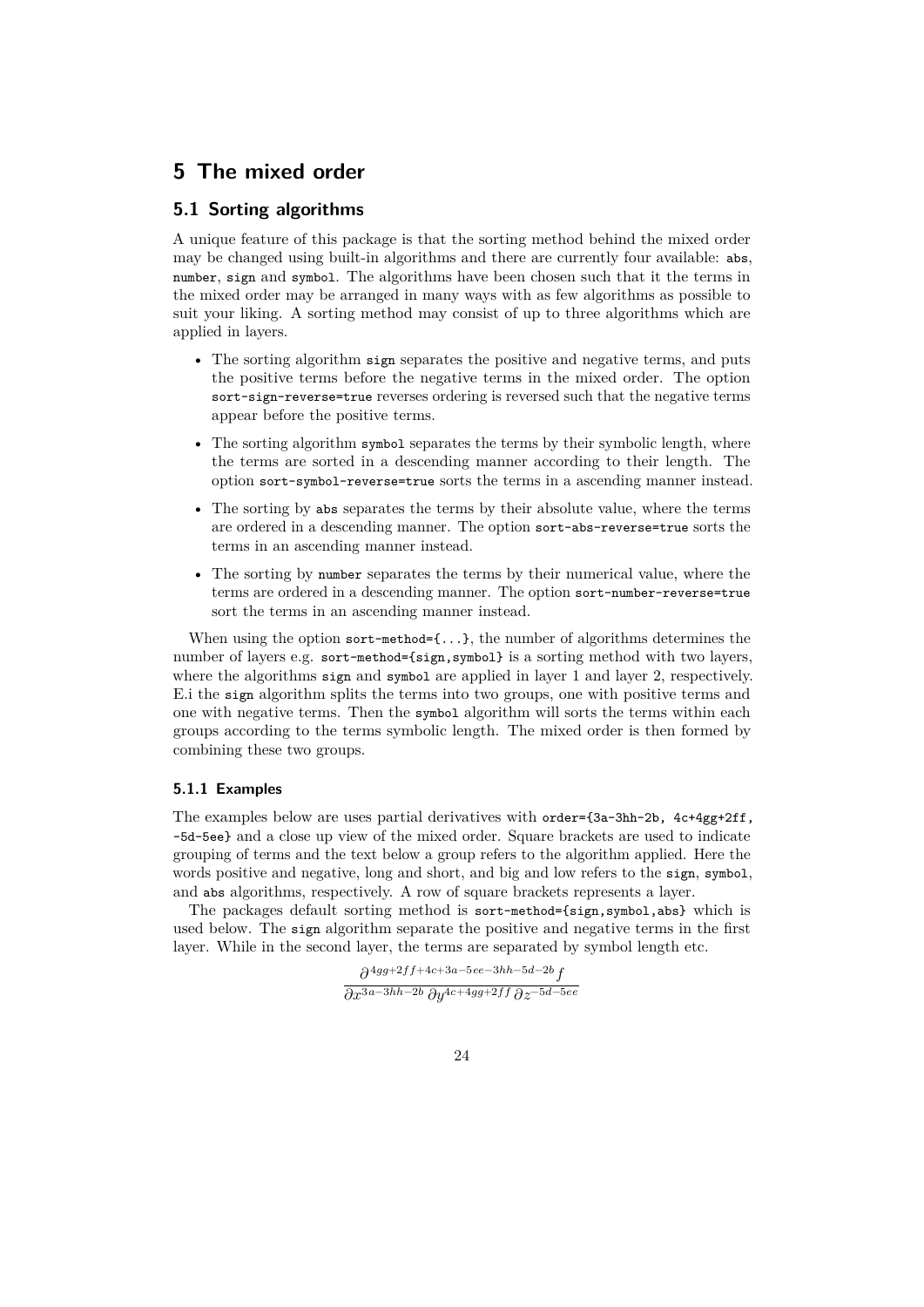# 5 The mixed order

## 5.1 Sorting algorithms

A unique feature of this package is that the sorting method behind the mixed order may be changed using built-in algorithms and there are currently four available: `abs`, `number`, `sign` and `symbol`. The algorithms have been chosen such that it the terms in the mixed order may be arranged in many ways with as few algorithms as possible to suit your liking. A sorting method may consist of up to three algorithms which are applied in layers.

- The sorting algorithm `sign` separates the positive and negative terms, and puts the positive terms before the negative terms in the mixed order. The option `sort-sign-reverse=true` reverses ordering is reversed such that the negative terms appear before the positive terms.
- The sorting algorithm `symbol` separates the terms by their symbolic length, where the terms are sorted in a descending manner according to their length. The option `sort-symbol-reverse=true` sorts the terms in a ascending manner instead.
- The sorting by `abs` separates the terms by their absolute value, where the terms are ordered in a descending manner. The option `sort-abs-reverse=true` sorts the terms in an ascending manner instead.
- The sorting by `number` separates the terms by their numerical value, where the terms are ordered in a descending manner. The option `sort-number-reverse=true` sort the terms in an ascending manner instead.

When using the option `sort-method={...}`, the number of algorithms determines the number of layers e.g. `sort-method={sign,symbol}` is a sorting method with two layers, where the algorithms `sign` and `symbol` are applied in layer 1 and layer 2, respectively. E.i the `sign` algorithm splits the terms into two groups, one with positive terms and one with negative terms. Then the `symbol` algorithm will sorts the terms within each groups according to the terms symbolic length. The mixed order is then formed by combining these two groups.

### 5.1.1 Examples

The examples below are uses partial derivatives with `order={3a-3hh-2b, 4c+4gg+2ff, -5d-5ee}` and a close up view of the mixed order. Square brackets are used to indicate grouping of terms and the text below a group refers to the algorithm applied. Here the words positive and negative, long and short, and big and low refers to the `sign`, `symbol`, and `abs` algorithms, respectively. A row of square brackets represents a layer.

The packages default sorting method is `sort-method={sign,symbol,abs}` which is used below. The `sign` algorithm separate the positive and negative terms in the first layer. While in the second layer, the terms are separated by symbol length etc.

$$\frac{\partial^{4gg+2ff+4c+3a-5ee-3hh-5d-2b} f}{\partial x^{3a-3hh-2b}\, \partial y^{4c+4gg+2ff}\, \partial z^{-5d-5ee}}$$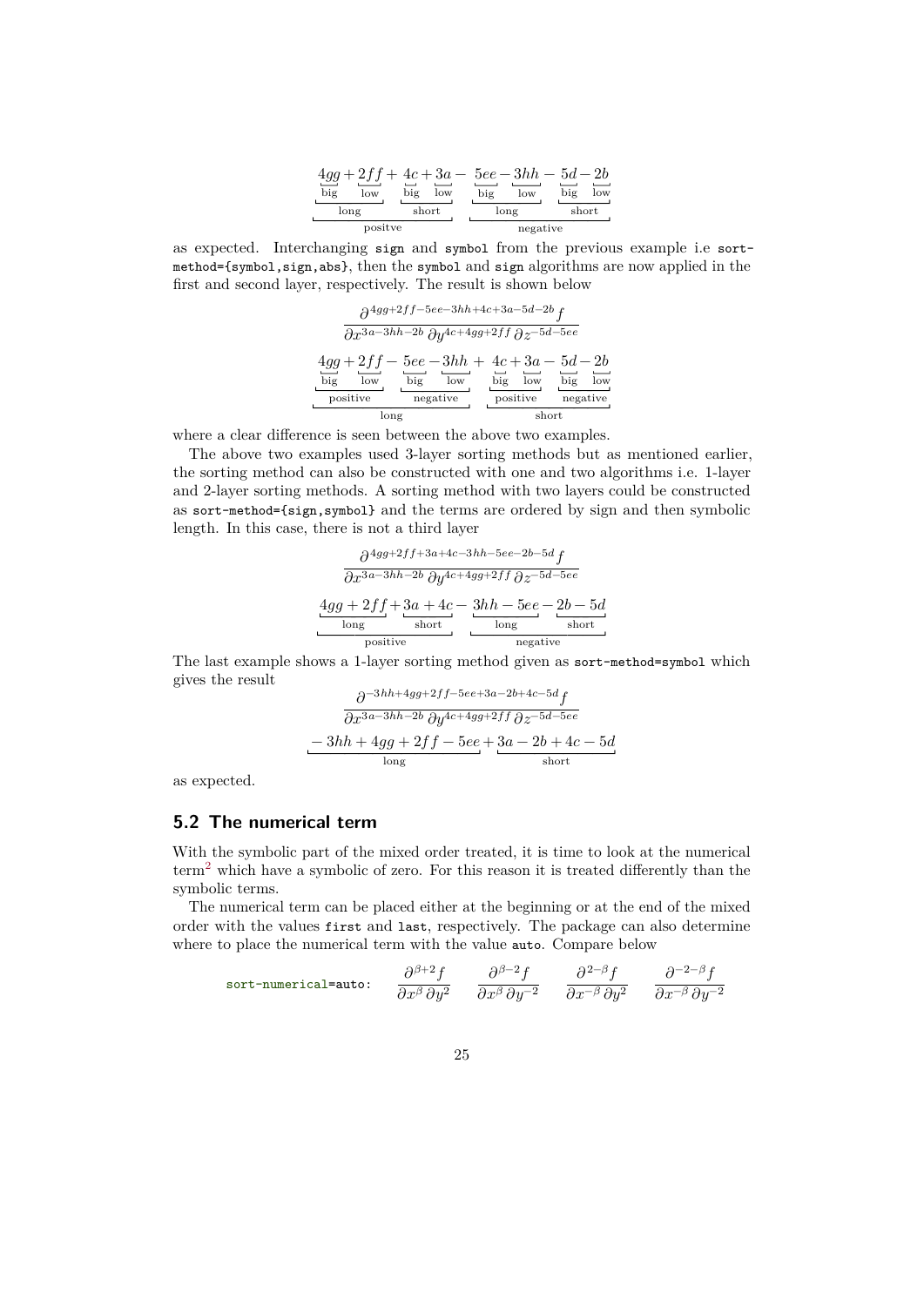$$\underbrace{\underbrace{\underbrace{4gg}_{\text{big}}+\underbrace{2ff}_{\text{low}}}_{\text{long}}+\underbrace{\underbrace{4c}_{\text{big}}+\underbrace{3a}_{\text{low}}}_{\text{short}}}_{\text{positve}}-\underbrace{\underbrace{\underbrace{5ee}_{\text{big}}-\underbrace{3hh}_{\text{low}}}_{\text{long}}-\underbrace{\underbrace{5d}_{\text{big}}-\underbrace{2b}_{\text{low}}}_{\text{short}}}_{\text{negative}}$$

as expected. Interchanging `sign` and `symbol` from the previous example i.e `sort-method={symbol,sign,abs}`, then the `symbol` and `sign` algorithms are now applied in the first and second layer, respectively. The result is shown below

$$\frac{\partial^{4gg+2ff-5ee-3hh+4c+3a-5d-2b} f}{\partial x^{3a-3hh-2b}\,\partial y^{4c+4gg+2ff}\,\partial z^{-5d-5ee}}$$

$$\underbrace{\underbrace{\underbrace{4gg}_{\text{big}}+\underbrace{2ff}_{\text{low}}}_{\text{positive}}-\underbrace{\underbrace{5ee}_{\text{big}}-\underbrace{3hh}_{\text{low}}}_{\text{negative}}}_{\text{long}}+\underbrace{\underbrace{\underbrace{4c}_{\text{big}}+\underbrace{3a}_{\text{low}}}_{\text{positive}}-\underbrace{\underbrace{5d}_{\text{big}}-\underbrace{2b}_{\text{low}}}_{\text{negative}}}_{\text{short}}$$

where a clear difference is seen between the above two examples.

The above two examples used 3-layer sorting methods but as mentioned earlier, the sorting method can also be constructed with one and two algorithms i.e. 1-layer and 2-layer sorting methods. A sorting method with two layers could be constructed as `sort-method={sign,symbol}` and the terms are ordered by sign and then symbolic length. In this case, there is not a third layer

$$\frac{\partial^{4gg+2ff+3a+4c-3hh-5ee-2b-5d} f}{\partial x^{3a-3hh-2b}\,\partial y^{4c+4gg+2ff}\,\partial z^{-5d-5ee}}$$

$$\underbrace{\underbrace{4gg+2ff}_{\text{long}}+\underbrace{3a+4c}_{\text{short}}}_{\text{positive}}-\underbrace{\underbrace{3hh-5ee}_{\text{long}}-\underbrace{2b-5d}_{\text{short}}}_{\text{negative}}$$

The last example shows a 1-layer sorting method given as `sort-method=symbol` which gives the result

$$\frac{\partial^{-3hh+4gg+2ff-5ee+3a-2b+4c-5d} f}{\partial x^{3a-3hh-2b}\,\partial y^{4c+4gg+2ff}\,\partial z^{-5d-5ee}}$$

$$\underbrace{-3hh+4gg+2ff-5ee}_{\text{long}}+\underbrace{3a-2b+4c-5d}_{\text{short}}$$

as expected.

## 5.2 The numerical term

With the symbolic part of the mixed order treated, it is time to look at the numerical term[2] which have a symbolic of zero. For this reason it is treated differently than the symbolic terms.

The numerical term can be placed either at the beginning or at the end of the mixed order with the values `first` and `last`, respectively. The package can also determine where to place the numerical term with the value `auto`. Compare below

`sort-numerical=auto`: $\quad \frac{\partial^{\beta+2} f}{\partial x^{\beta}\,\partial y^{2}} \quad \frac{\partial^{\beta-2} f}{\partial x^{\beta}\,\partial y^{-2}} \quad \frac{\partial^{2-\beta} f}{\partial x^{-\beta}\,\partial y^{2}} \quad \frac{\partial^{-2-\beta} f}{\partial x^{-\beta}\,\partial y^{-2}}$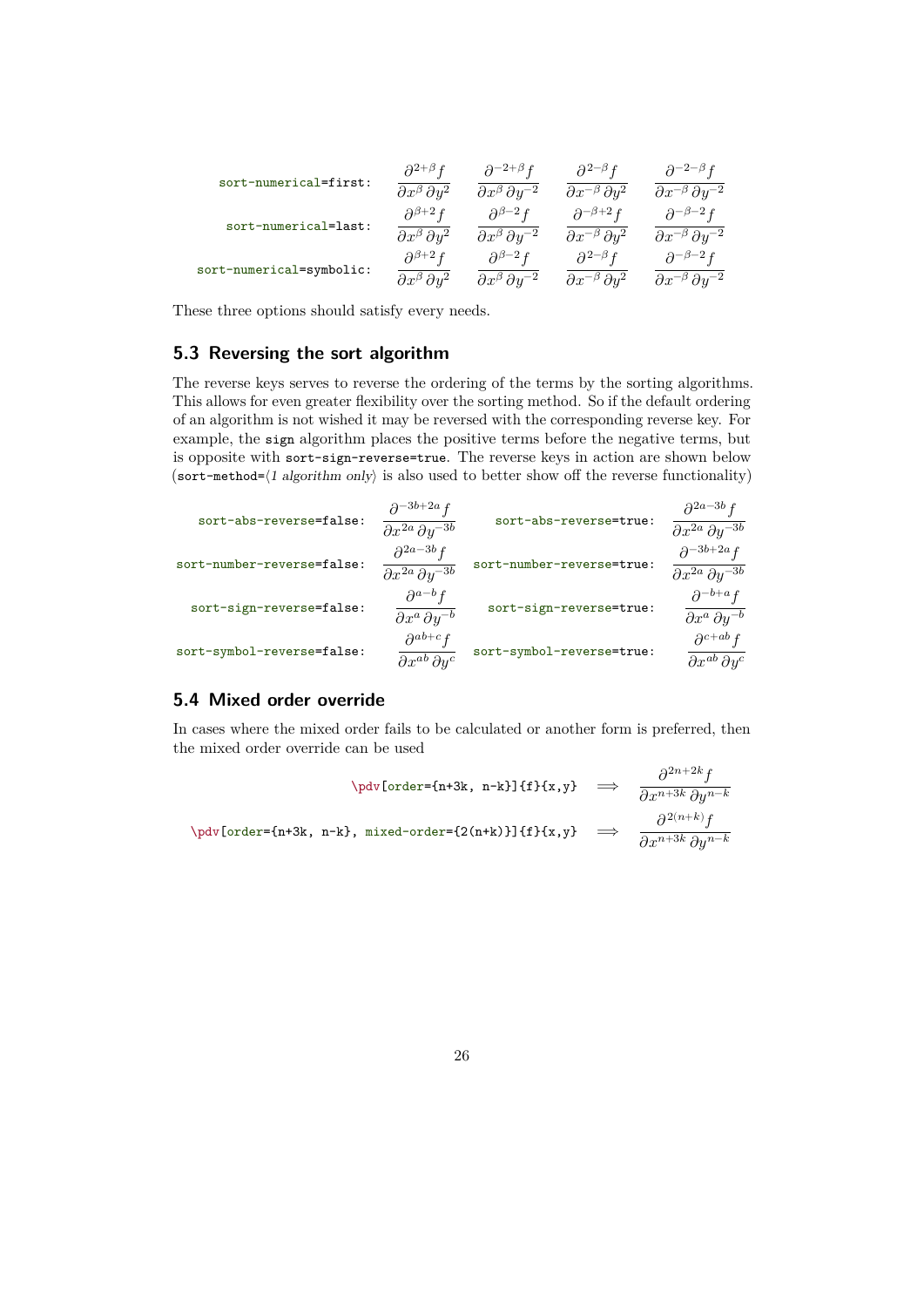| | | | | |
|---|---|---|---|---|
| `sort-numerical=first:` | $\dfrac{\partial^{2+\beta} f}{\partial x^{\beta}\,\partial y^{2}}$ | $\dfrac{\partial^{-2+\beta} f}{\partial x^{\beta}\,\partial y^{-2}}$ | $\dfrac{\partial^{2-\beta} f}{\partial x^{-\beta}\,\partial y^{2}}$ | $\dfrac{\partial^{-2-\beta} f}{\partial x^{-\beta}\,\partial y^{-2}}$ |
| `sort-numerical=last:` | $\dfrac{\partial^{\beta+2} f}{\partial x^{\beta}\,\partial y^{2}}$ | $\dfrac{\partial^{\beta-2} f}{\partial x^{\beta}\,\partial y^{-2}}$ | $\dfrac{\partial^{-\beta+2} f}{\partial x^{-\beta}\,\partial y^{2}}$ | $\dfrac{\partial^{-\beta-2} f}{\partial x^{-\beta}\,\partial y^{-2}}$ |
| `sort-numerical=symbolic:` | $\dfrac{\partial^{\beta+2} f}{\partial x^{\beta}\,\partial y^{2}}$ | $\dfrac{\partial^{\beta-2} f}{\partial x^{\beta}\,\partial y^{-2}}$ | $\dfrac{\partial^{2-\beta} f}{\partial x^{-\beta}\,\partial y^{2}}$ | $\dfrac{\partial^{-\beta-2} f}{\partial x^{-\beta}\,\partial y^{-2}}$ |

These three options should satisfy every needs.

## 5.3 Reversing the sort algorithm

The reverse keys serves to reverse the ordering of the terms by the sorting algorithms. This allows for even greater flexibility over the sorting method. So if the default ordering of an algorithm is not wished it may be reversed with the corresponding reverse key. For example, the `sign` algorithm places the positive terms before the negative terms, but is opposite with `sort-sign-reverse=true`. The reverse keys in action are shown below (`sort-method=`⟨*1 algorithm only*⟩ is also used to better show off the reverse functionality)

| | | | |
|---|---|---|---|
| `sort-abs-reverse=false:` | $\dfrac{\partial^{-3b+2a} f}{\partial x^{2a}\,\partial y^{-3b}}$ | `sort-abs-reverse=true:` | $\dfrac{\partial^{2a-3b} f}{\partial x^{2a}\,\partial y^{-3b}}$ |
| `sort-number-reverse=false:` | $\dfrac{\partial^{2a-3b} f}{\partial x^{2a}\,\partial y^{-3b}}$ | `sort-number-reverse=true:` | $\dfrac{\partial^{-3b+2a} f}{\partial x^{2a}\,\partial y^{-3b}}$ |
| `sort-sign-reverse=false:` | $\dfrac{\partial^{a-b} f}{\partial x^{a}\,\partial y^{-b}}$ | `sort-sign-reverse=true:` | $\dfrac{\partial^{-b+a} f}{\partial x^{a}\,\partial y^{-b}}$ |
| `sort-symbol-reverse=false:` | $\dfrac{\partial^{ab+c} f}{\partial x^{ab}\,\partial y^{c}}$ | `sort-symbol-reverse=true:` | $\dfrac{\partial^{c+ab} f}{\partial x^{ab}\,\partial y^{c}}$ |

## 5.4 Mixed order override

In cases where the mixed order fails to be calculated or another form is preferred, then the mixed order override can be used

`\pdv[order={n+3k, n-k}]{f}{x,y}` $\implies \dfrac{\partial^{2n+2k} f}{\partial x^{n+3k}\,\partial y^{n-k}}$

`\pdv[order={n+3k, n-k}, mixed-order={2(n+k)}]{f}{x,y}` $\implies \dfrac{\partial^{2(n+k)} f}{\partial x^{n+3k}\,\partial y^{n-k}}$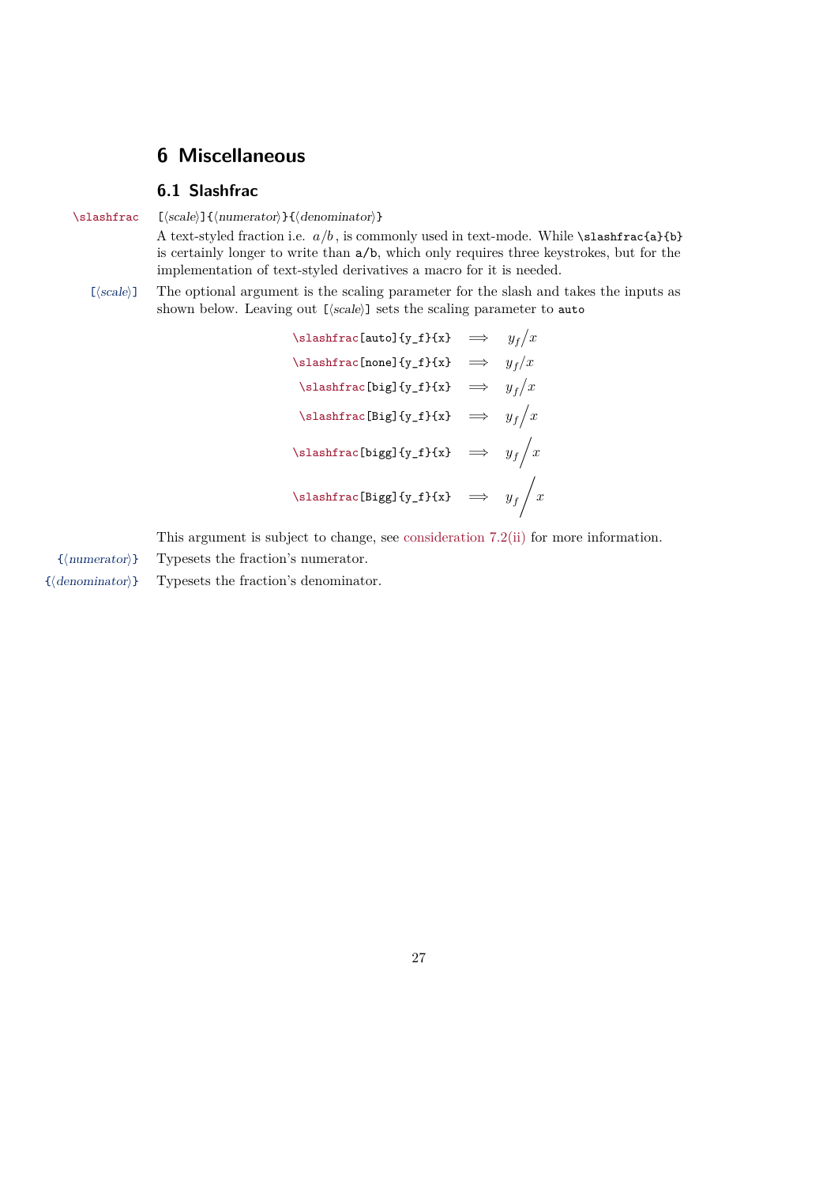# 6 Miscellaneous

## 6.1 Slashfrac

`\slashfrac` [⟨*scale*⟩]{⟨*numerator*⟩}{⟨*denominator*⟩}

A text-styled fraction i.e. $a/b$, is commonly used in text-mode. While `\slashfrac{a}{b}` is certainly longer to write than `a/b`, which only requires three keystrokes, but for the implementation of text-styled derivatives a macro for it is needed.

[⟨*scale*⟩] The optional argument is the scaling parameter for the slash and takes the inputs as shown below. Leaving out [⟨*scale*⟩] sets the scaling parameter to `auto`

| | | |
|---|---|---|
| `\slashfrac[auto]{y_f}{x}` | $\Longrightarrow$ | ${y_f}\left/{x}\right.$ |
| `\slashfrac[none]{y_f}{x}` | $\Longrightarrow$ | $y_f/x$ |
| `\slashfrac[big]{y_f}{x}` | $\Longrightarrow$ | $y_f\big/x$ |
| `\slashfrac[Big]{y_f}{x}` | $\Longrightarrow$ | $y_f\Big/x$ |
| `\slashfrac[bigg]{y_f}{x}` | $\Longrightarrow$ | $y_f\bigg/x$ |
| `\slashfrac[Bigg]{y_f}{x}` | $\Longrightarrow$ | $y_f\Bigg/x$ |

This argument is subject to change, see consideration 7.2(ii) for more information.

{⟨*numerator*⟩} Typesets the fraction's numerator.

{⟨*denominator*⟩} Typesets the fraction's denominator.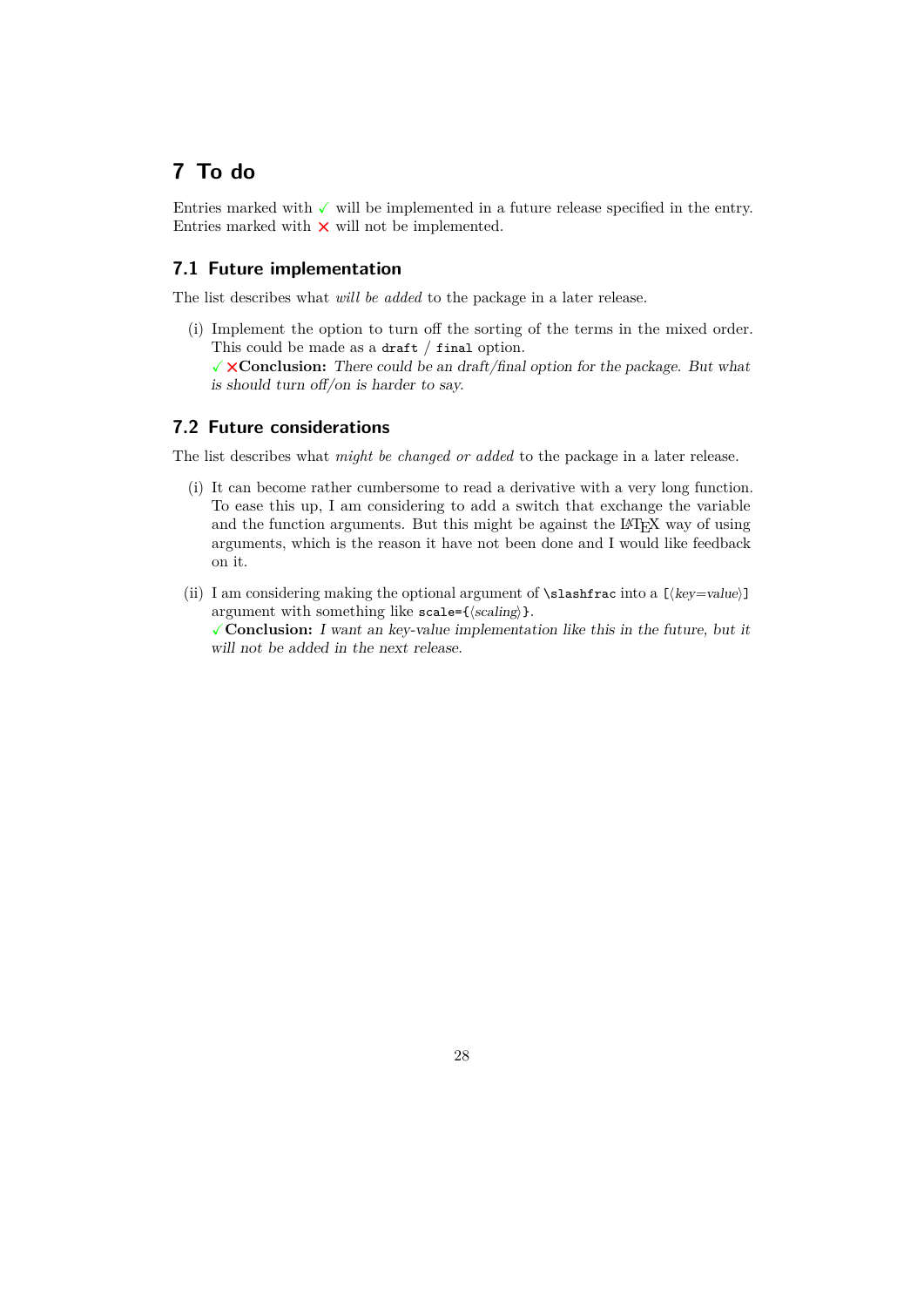# 7 To do

Entries marked with ✓ will be implemented in a future release specified in the entry. Entries marked with ✗ will not be implemented.

## 7.1 Future implementation

The list describes what *will be added* to the package in a later release.

(i) Implement the option to turn off the sorting of the terms in the mixed order. This could be made as a `draft` / `final` option.
✓ ✗**Conclusion:** *There could be an draft/final option for the package. But what is should turn off/on is harder to say.*

## 7.2 Future considerations

The list describes what *might be changed or added* to the package in a later release.

(i) It can become rather cumbersome to read a derivative with a very long function. To ease this up, I am considering to add a switch that exchange the variable and the function arguments. But this might be against the LaTeX way of using arguments, which is the reason it have not been done and I would like feedback on it.

(ii) I am considering making the optional argument of `\slashfrac` into a `[⟨key=value⟩]` argument with something like `scale={⟨scaling⟩}`.
✓ **Conclusion:** *I want an key-value implementation like this in the future, but it will not be added in the next release.*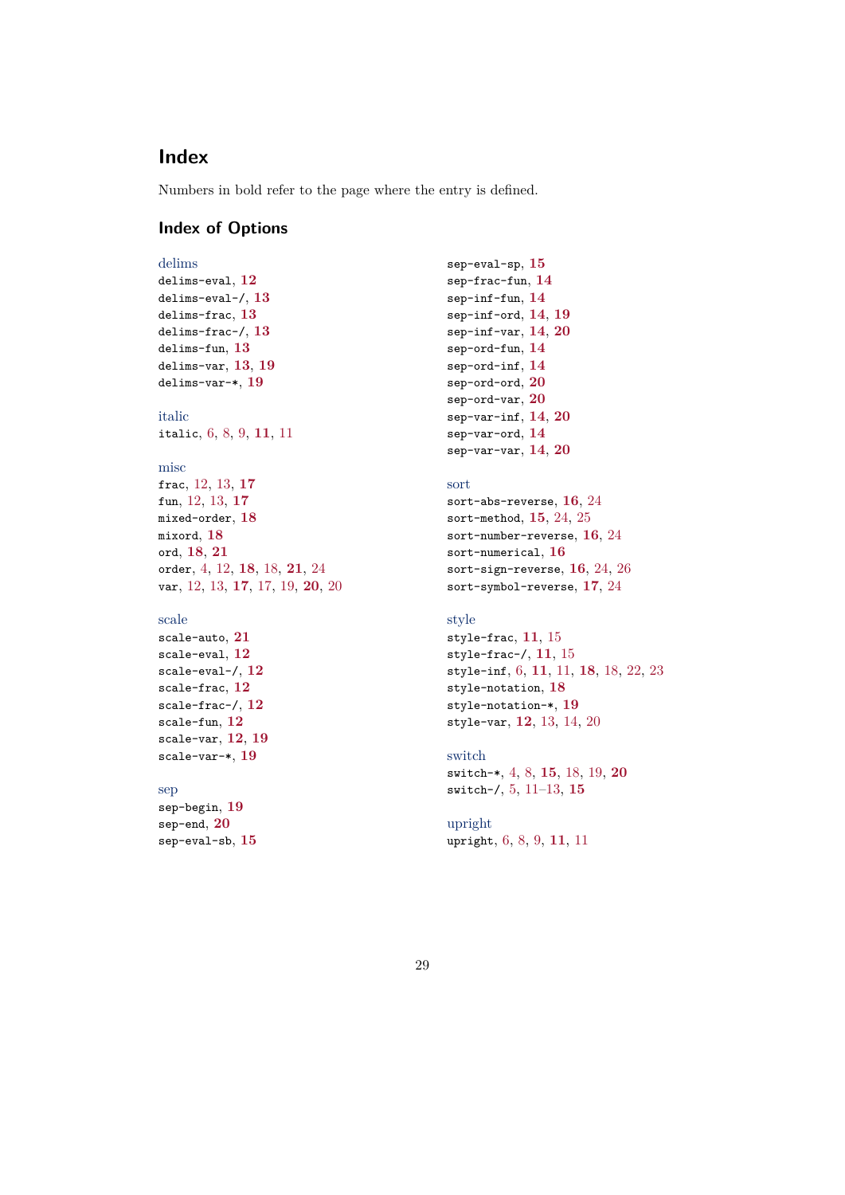# Index

Numbers in bold refer to the page where the entry is defined.

## Index of Options

delims

`delims-eval`, **12**
`delims-eval-/`, **13**
`delims-frac`, **13**
`delims-frac-/`, **13**
`delims-fun`, **13**
`delims-var`, **13**, **19**
`delims-var-*`, **19**

italic

`italic`, 6, 8, 9, **11**, 11

misc

`frac`, 12, 13, **17**
`fun`, 12, 13, **17**
`mixed-order`, **18**
`mixord`, **18**
`ord`, **18**, **21**
`order`, 4, 12, **18**, 18, **21**, 24
`var`, 12, 13, **17**, 17, 19, **20**, 20

scale

`scale-auto`, **21**
`scale-eval`, **12**
`scale-eval-/`, **12**
`scale-frac`, **12**
`scale-frac-/`, **12**
`scale-fun`, **12**
`scale-var`, **12**, **19**
`scale-var-*`, **19**

sep

`sep-begin`, **19**
`sep-end`, **20**
`sep-eval-sb`, **15**
`sep-eval-sp`, **15**
`sep-frac-fun`, **14**
`sep-inf-fun`, **14**
`sep-inf-ord`, **14**, **19**
`sep-inf-var`, **14**, **20**
`sep-ord-fun`, **14**
`sep-ord-inf`, **14**
`sep-ord-ord`, **20**
`sep-ord-var`, **20**
`sep-var-inf`, **14**, **20**
`sep-var-ord`, **14**
`sep-var-var`, **14**, **20**

sort

`sort-abs-reverse`, **16**, 24
`sort-method`, **15**, 24, 25
`sort-number-reverse`, **16**, 24
`sort-numerical`, **16**
`sort-sign-reverse`, **16**, 24, 26
`sort-symbol-reverse`, **17**, 24

style

`style-frac`, **11**, 15
`style-frac-/`, **11**, 15
`style-inf`, 6, **11**, 11, **18**, 18, 22, 23
`style-notation`, **18**
`style-notation-*`, **19**
`style-var`, **12**, 13, 14, 20

switch

`switch-*`, 4, 8, **15**, 18, 19, **20**
`switch-/`, 5, 11–13, **15**

upright

`upright`, 6, 8, 9, **11**, 11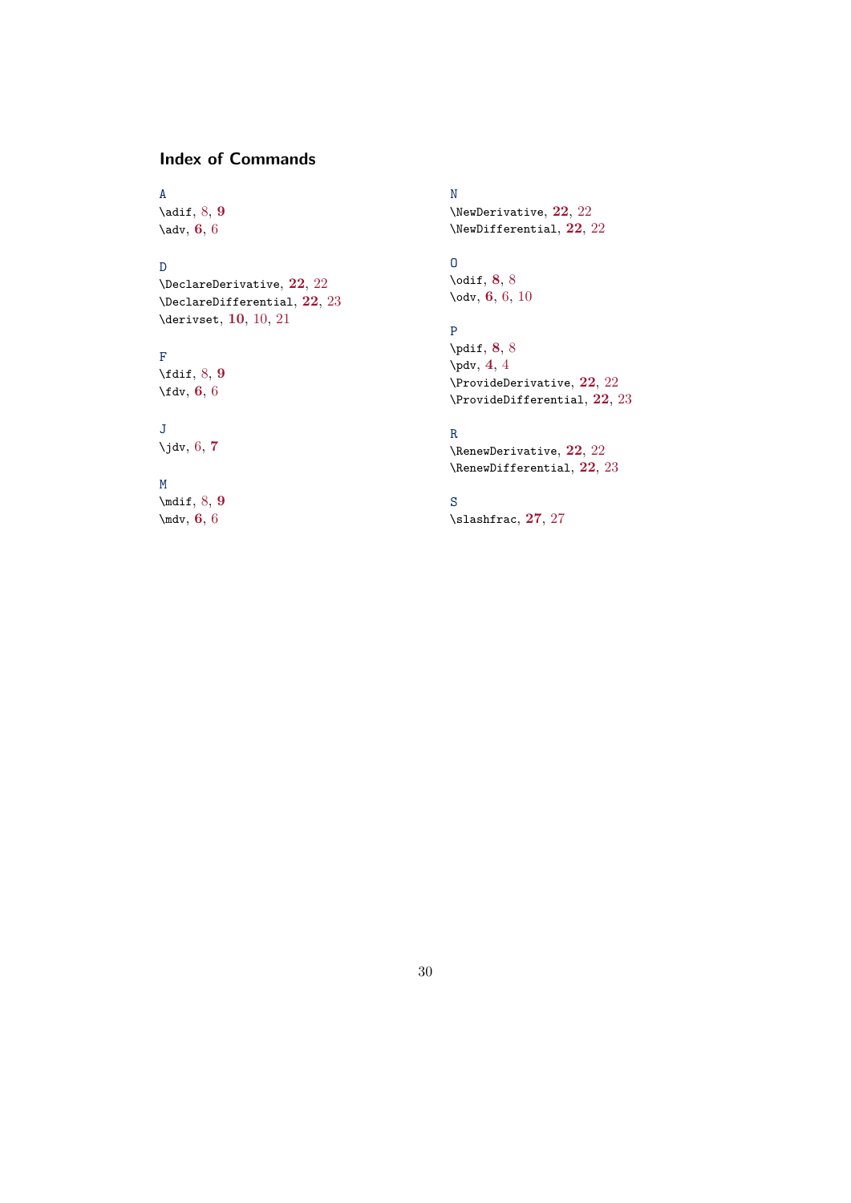## Index of Commands

A

\adif, 8, **9**
\adv, **6**, 6

D

\DeclareDerivative, **22**, 22
\DeclareDifferential, **22**, 23
\derivset, **10**, 10, 21

F

\fdif, 8, **9**
\fdv, **6**, 6

J

\jdv, 6, **7**

M

\mdif, 8, **9**
\mdv, **6**, 6

N

\NewDerivative, **22**, 22
\NewDifferential, **22**, 22

O

\odif, **8**, 8
\odv, **6**, 6, 10

P

\pdif, **8**, 8
\pdv, **4**, 4
\ProvideDerivative, **22**, 22
\ProvideDifferential, **22**, 23

R

\RenewDerivative, **22**, 22
\RenewDifferential, **22**, 23

S

\slashfrac, **27**, 27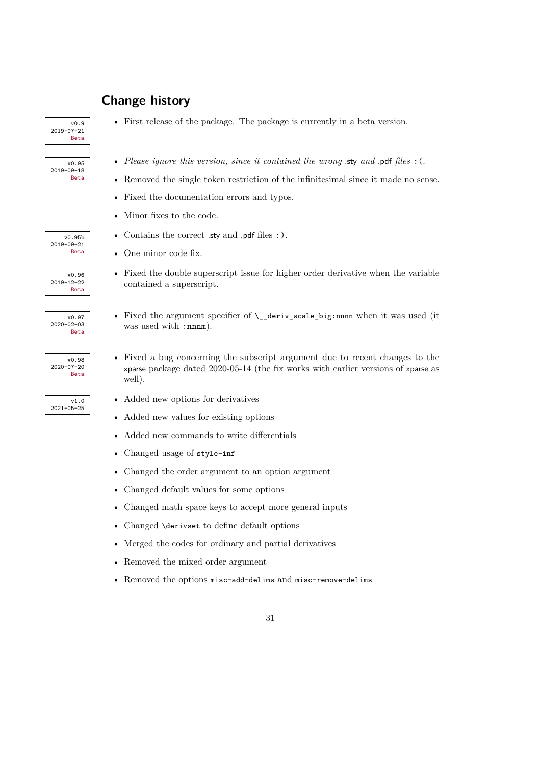## Change history

v0.9
2019-07-21
Beta

- First release of the package. The package is currently in a beta version.

v0.95
2019-09-18
Beta

- *Please ignore this version, since it contained the wrong* .sty *and* .pdf *files* :(.
- Removed the single token restriction of the infinitesimal since it made no sense.
- Fixed the documentation errors and typos.
- Minor fixes to the code.

v0.95b
2019-09-21
Beta

- Contains the correct .sty and .pdf files :).
- One minor code fix.

v0.96
2019-12-22
Beta

- Fixed the double superscript issue for higher order derivative when the variable contained a superscript.

v0.97
2020-02-03
Beta

- Fixed the argument specifier of `\__deriv_scale_big:nnnn` when it was used (it was used with `:nnnm`).

v0.98
2020-07-20
Beta

- Fixed a bug concerning the subscript argument due to recent changes to the xparse package dated 2020-05-14 (the fix works with earlier versions of xparse as well).

v1.0
2021-05-25

- Added new options for derivatives
- Added new values for existing options
- Added new commands to write differentials
- Changed usage of `style-inf`
- Changed the order argument to an option argument
- Changed default values for some options
- Changed math space keys to accept more general inputs
- Changed `\derivset` to define default options
- Merged the codes for ordinary and partial derivatives
- Removed the mixed order argument
- Removed the options `misc-add-delims` and `misc-remove-delims`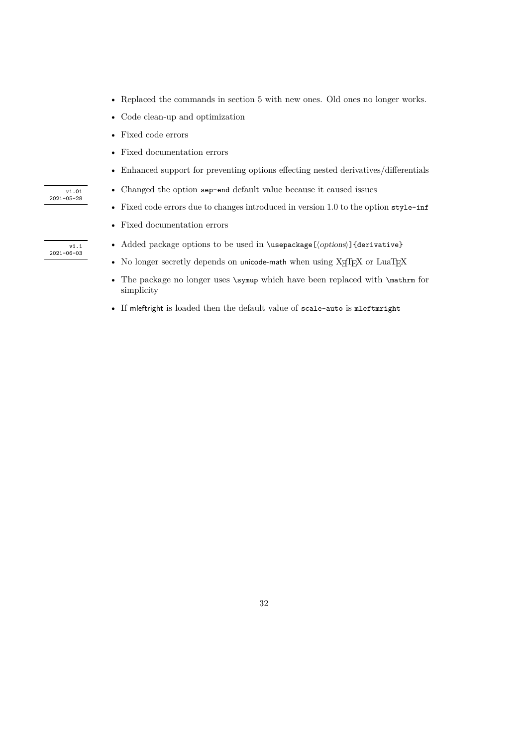- Replaced the commands in section 5 with new ones. Old ones no longer works.
- Code clean-up and optimization
- Fixed code errors
- Fixed documentation errors
- Enhanced support for preventing options effecting nested derivatives/differentials

v1.01
2021-05-28

- Changed the option `sep-end` default value because it caused issues
- Fixed code errors due to changes introduced in version 1.0 to the option `style-inf`
- Fixed documentation errors

v1.1
2021-06-03

- Added package options to be used in `\usepackage[⟨options⟩]{derivative}`
- No longer secretly depends on unicode-math when using XƎLaTeX or LuaTeX
- The package no longer uses `\symup` which have been replaced with `\mathrm` for simplicity
- If mleftright is loaded then the default value of `scale-auto` is `mleftmright`